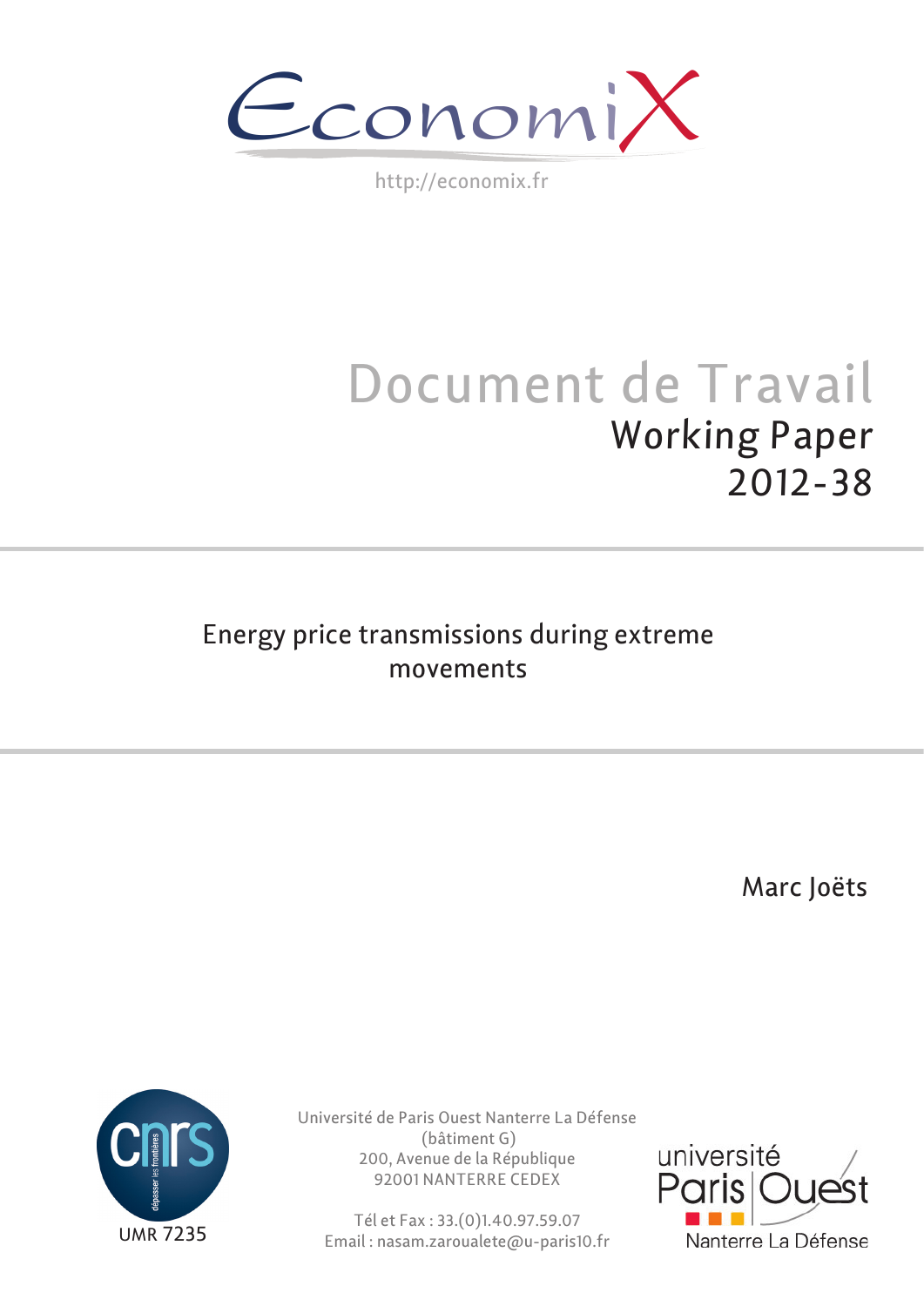EconomiX

http://economix.fr

# Document de Travail

## Working Paper 2012-38

# Energy price transmissions during extreme movements

Marc Joëts

UMR 7235

Université de Paris Ouest Nanterre La Défense
(bâtiment G)
200, Avenue de la République
92001 NANTERRE CEDEX

Tél et Fax : 33.(0)1.40.97.59.07
Email : nasam.zaroualete@u-paris10.fr

université Paris Ouest Nanterre La Défense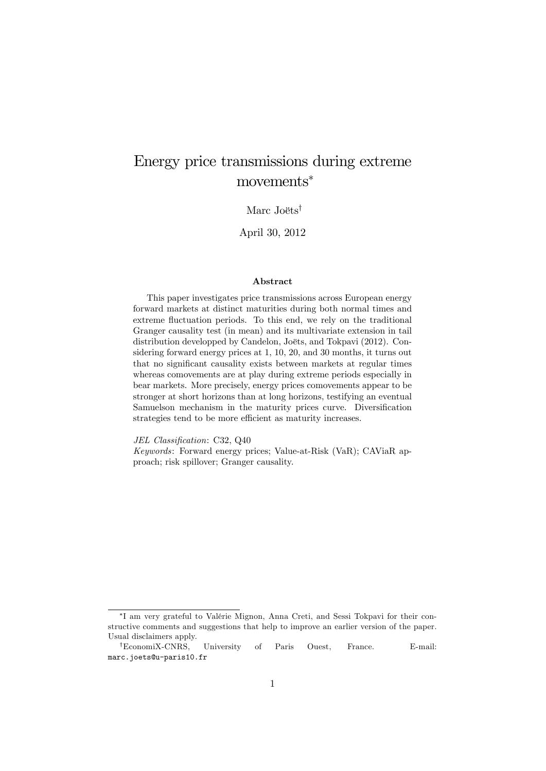# Energy price transmissions during extreme movements*

Marc Joëts†

April 30, 2012

### Abstract

This paper investigates price transmissions across European energy forward markets at distinct maturities during both normal times and extreme fluctuation periods. To this end, we rely on the traditional Granger causality test (in mean) and its multivariate extension in tail distribution developpped by Candelon, Joëts, and Tokpavi (2012). Considering forward energy prices at 1, 10, 20, and 30 months, it turns out that no significant causality exists between markets at regular times whereas comovements are at play during extreme periods especially in bear markets. More precisely, energy prices comovements appear to be stronger at short horizons than at long horizons, testifying an eventual Samuelson mechanism in the maturity prices curve. Diversification strategies tend to be more efficient as maturity increases.

*JEL Classification*: C32, Q40

*Keywords*: Forward energy prices; Value-at-Risk (VaR); CAViaR approach; risk spillover; Granger causality.

---

*I am very grateful to Valérie Mignon, Anna Creti, and Sessi Tokpavi for their constructive comments and suggestions that help to improve an earlier version of the paper. Usual disclaimers apply.

†EconomiX-CNRS, University of Paris Ouest, France. E-mail: marc.joets@u-paris10.fr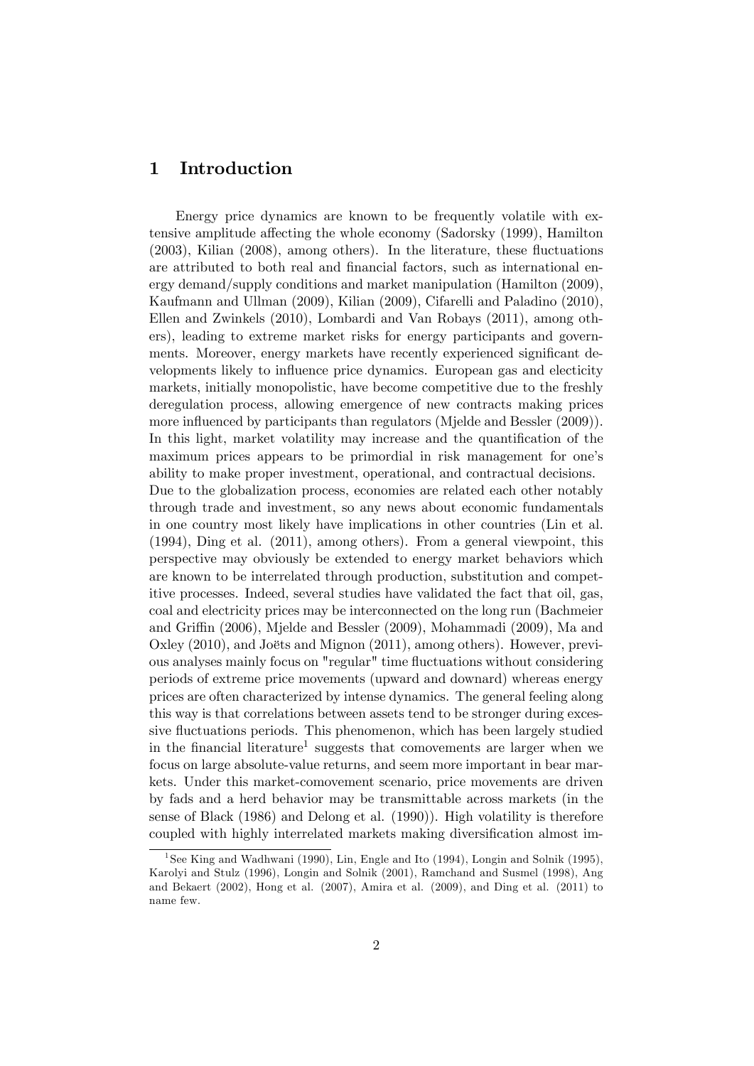# 1 Introduction

Energy price dynamics are known to be frequently volatile with extensive amplitude affecting the whole economy (Sadorsky (1999), Hamilton (2003), Kilian (2008), among others). In the literature, these fluctuations are attributed to both real and financial factors, such as international energy demand/supply conditions and market manipulation (Hamilton (2009), Kaufmann and Ullman (2009), Kilian (2009), Cifarelli and Paladino (2010), Ellen and Zwinkels (2010), Lombardi and Van Robays (2011), among others), leading to extreme market risks for energy participants and governments. Moreover, energy markets have recently experienced significant developments likely to influence price dynamics. European gas and electicity markets, initially monopolistic, have become competitive due to the freshly deregulation process, allowing emergence of new contracts making prices more influenced by participants than regulators (Mjelde and Bessler (2009)). In this light, market volatility may increase and the quantification of the maximum prices appears to be primordial in risk management for one's ability to make proper investment, operational, and contractual decisions.
Due to the globalization process, economies are related each other notably through trade and investment, so any news about economic fundamentals in one country most likely have implications in other countries (Lin et al. (1994), Ding et al. (2011), among others). From a general viewpoint, this perspective may obviously be extended to energy market behaviors which are known to be interrelated through production, substitution and competitive processes. Indeed, several studies have validated the fact that oil, gas, coal and electricity prices may be interconnected on the long run (Bachmeier and Griffin (2006), Mjelde and Bessler (2009), Mohammadi (2009), Ma and Oxley (2010), and Joëts and Mignon (2011), among others). However, previous analyses mainly focus on "regular" time fluctuations without considering periods of extreme price movements (upward and downard) whereas energy prices are often characterized by intense dynamics. The general feeling along this way is that correlations between assets tend to be stronger during excessive fluctuations periods. This phenomenon, which has been largely studied in the financial literature[1] suggests that comovements are larger when we focus on large absolute-value returns, and seem more important in bear markets. Under this market-comovement scenario, price movements are driven by fads and a herd behavior may be transmittable across markets (in the sense of Black (1986) and Delong et al. (1990)). High volatility is therefore coupled with highly interrelated markets making diversification almost im-

[1] See King and Wadhwani (1990), Lin, Engle and Ito (1994), Longin and Solnik (1995), Karolyi and Stulz (1996), Longin and Solnik (2001), Ramchand and Susmel (1998), Ang and Bekaert (2002), Hong et al. (2007), Amira et al. (2009), and Ding et al. (2011) to name few.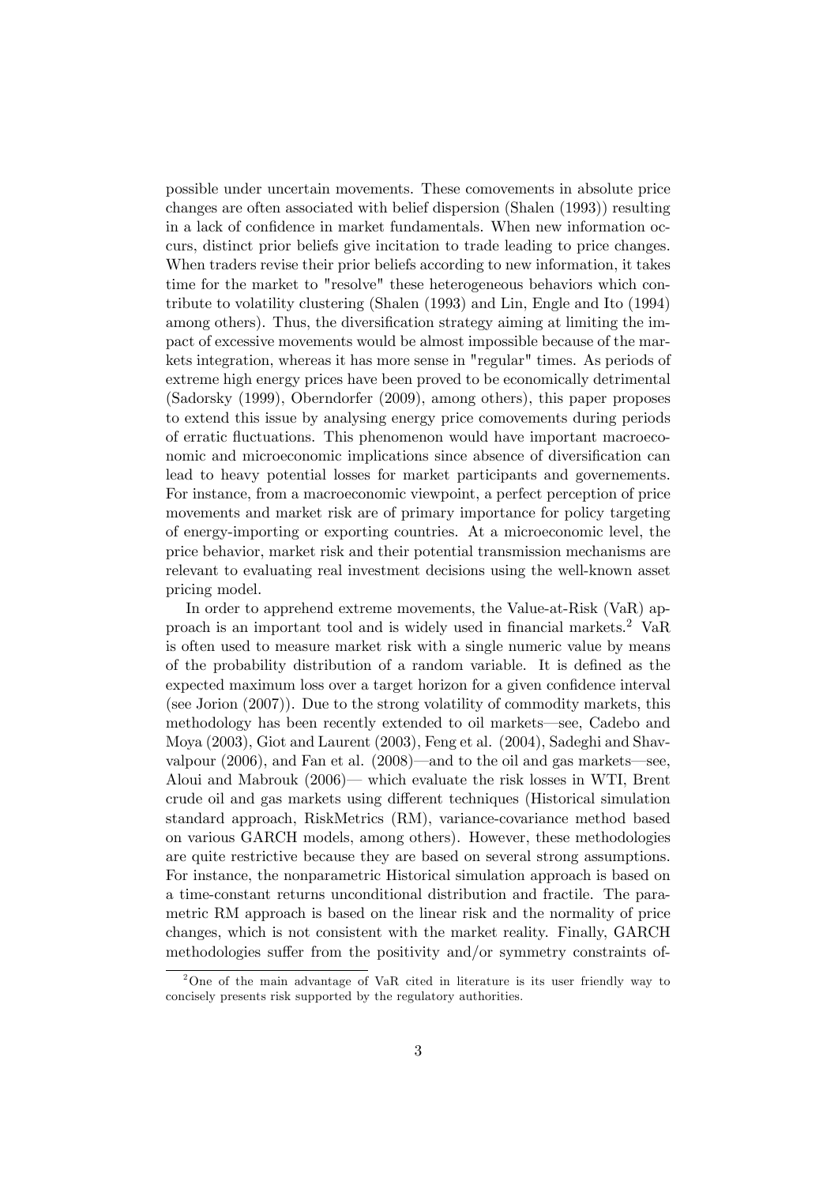possible under uncertain movements. These comovements in absolute price changes are often associated with belief dispersion (Shalen (1993)) resulting in a lack of confidence in market fundamentals. When new information occurs, distinct prior beliefs give incitation to trade leading to price changes. When traders revise their prior beliefs according to new information, it takes time for the market to "resolve" these heterogeneous behaviors which contribute to volatility clustering (Shalen (1993) and Lin, Engle and Ito (1994) among others). Thus, the diversification strategy aiming at limiting the impact of excessive movements would be almost impossible because of the markets integration, whereas it has more sense in "regular" times. As periods of extreme high energy prices have been proved to be economically detrimental (Sadorsky (1999), Oberndorfer (2009), among others), this paper proposes to extend this issue by analysing energy price comovements during periods of erratic fluctuations. This phenomenon would have important macroeconomic and microeconomic implications since absence of diversification can lead to heavy potential losses for market participants and governements. For instance, from a macroeconomic viewpoint, a perfect perception of price movements and market risk are of primary importance for policy targeting of energy-importing or exporting countries. At a microeconomic level, the price behavior, market risk and their potential transmission mechanisms are relevant to evaluating real investment decisions using the well-known asset pricing model.

In order to apprehend extreme movements, the Value-at-Risk (VaR) approach is an important tool and is widely used in financial markets.[2] VaR is often used to measure market risk with a single numeric value by means of the probability distribution of a random variable. It is defined as the expected maximum loss over a target horizon for a given confidence interval (see Jorion (2007)). Due to the strong volatility of commodity markets, this methodology has been recently extended to oil markets—see, Cadebo and Moya (2003), Giot and Laurent (2003), Feng et al. (2004), Sadeghi and Shavvalpour (2006), and Fan et al. (2008)—and to the oil and gas markets—see, Aloui and Mabrouk (2006)— which evaluate the risk losses in WTI, Brent crude oil and gas markets using different techniques (Historical simulation standard approach, RiskMetrics (RM), variance-covariance method based on various GARCH models, among others). However, these methodologies are quite restrictive because they are based on several strong assumptions. For instance, the nonparametric Historical simulation approach is based on a time-constant returns unconditional distribution and fractile. The parametric RM approach is based on the linear risk and the normality of price changes, which is not consistent with the market reality. Finally, GARCH methodologies suffer from the positivity and/or symmetry constraints of-

[2] One of the main advantage of VaR cited in literature is its user friendly way to concisely presents risk supported by the regulatory authorities.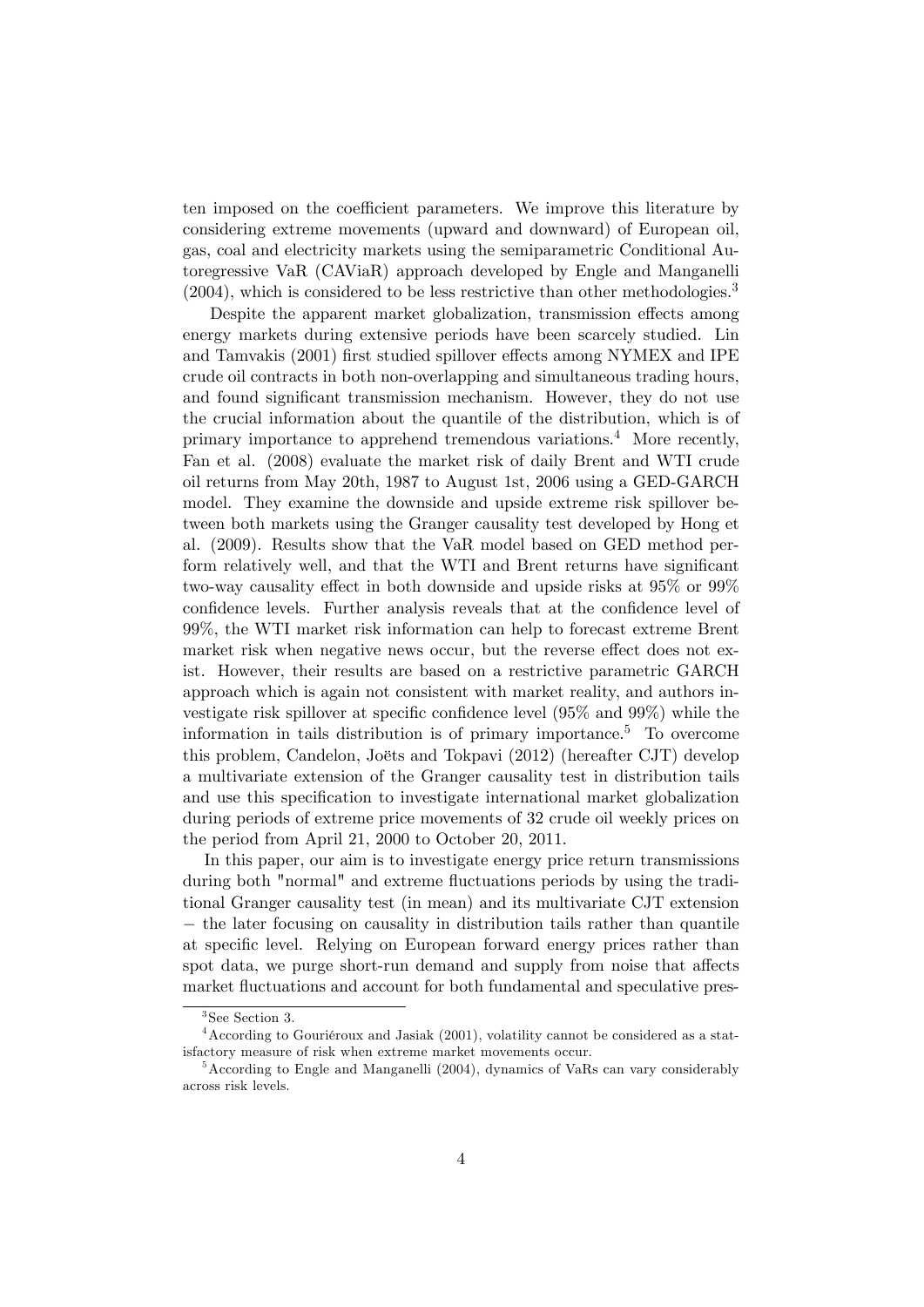ten imposed on the coefficient parameters. We improve this literature by considering extreme movements (upward and downward) of European oil, gas, coal and electricity markets using the semiparametric Conditional Autoregressive VaR (CAViaR) approach developed by Engle and Manganelli (2004), which is considered to be less restrictive than other methodologies.[3]

Despite the apparent market globalization, transmission effects among energy markets during extensive periods have been scarcely studied. Lin and Tamvakis (2001) first studied spillover effects among NYMEX and IPE crude oil contracts in both non-overlapping and simultaneous trading hours, and found significant transmission mechanism. However, they do not use the crucial information about the quantile of the distribution, which is of primary importance to apprehend tremendous variations.[4] More recently, Fan et al. (2008) evaluate the market risk of daily Brent and WTI crude oil returns from May 20th, 1987 to August 1st, 2006 using a GED-GARCH model. They examine the downside and upside extreme risk spillover between both markets using the Granger causality test developed by Hong et al. (2009). Results show that the VaR model based on GED method perform relatively well, and that the WTI and Brent returns have significant two-way causality effect in both downside and upside risks at 95% or 99% confidence levels. Further analysis reveals that at the confidence level of 99%, the WTI market risk information can help to forecast extreme Brent market risk when negative news occur, but the reverse effect does not exist. However, their results are based on a restrictive parametric GARCH approach which is again not consistent with market reality, and authors investigate risk spillover at specific confidence level (95% and 99%) while the information in tails distribution is of primary importance.[5] To overcome this problem, Candelon, Joëts and Tokpavi (2012) (hereafter CJT) develop a multivariate extension of the Granger causality test in distribution tails and use this specification to investigate international market globalization during periods of extreme price movements of 32 crude oil weekly prices on the period from April 21, 2000 to October 20, 2011.

In this paper, our aim is to investigate energy price return transmissions during both "normal" and extreme fluctuations periods by using the traditional Granger causality test (in mean) and its multivariate CJT extension − the later focusing on causality in distribution tails rather than quantile at specific level. Relying on European forward energy prices rather than spot data, we purge short-run demand and supply from noise that affects market fluctuations and account for both fundamental and speculative pres-

[3] See Section 3.

[4] According to Gouriéroux and Jasiak (2001), volatility cannot be considered as a statisfactory measure of risk when extreme market movements occur.

[5] According to Engle and Manganelli (2004), dynamics of VaRs can vary considerably across risk levels.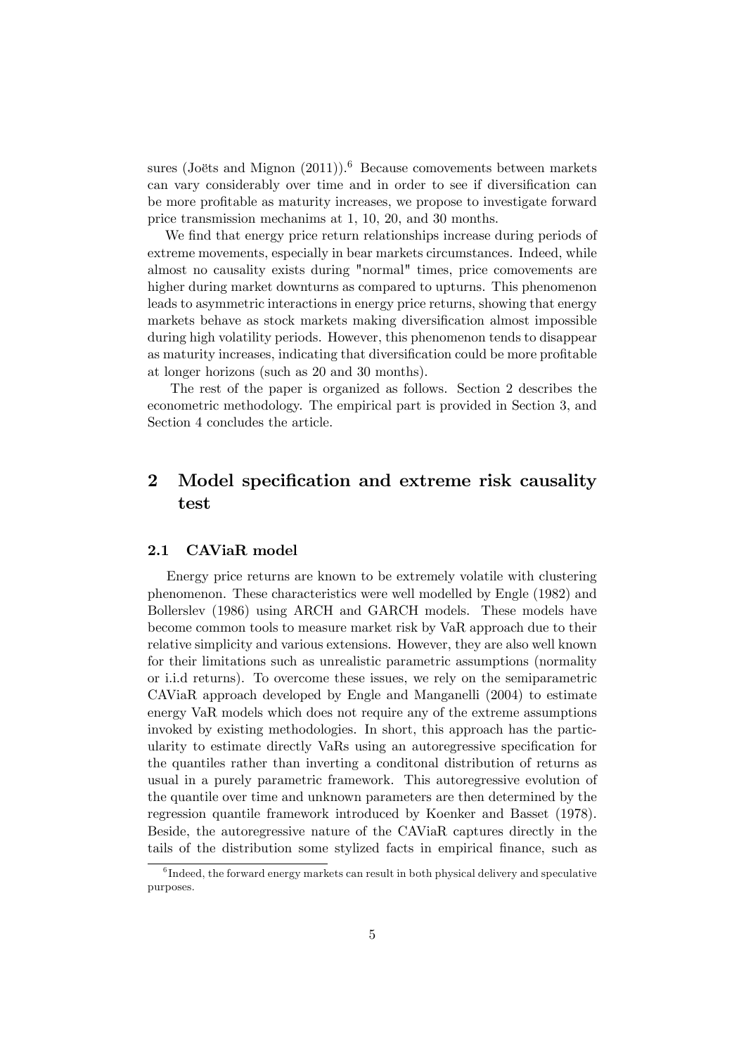sures (Joëts and Mignon (2011)).[6] Because comovements between markets can vary considerably over time and in order to see if diversification can be more profitable as maturity increases, we propose to investigate forward price transmission mechanims at 1, 10, 20, and 30 months.

We find that energy price return relationships increase during periods of extreme movements, especially in bear markets circumstances. Indeed, while almost no causality exists during "normal" times, price comovements are higher during market downturns as compared to upturns. This phenomenon leads to asymmetric interactions in energy price returns, showing that energy markets behave as stock markets making diversification almost impossible during high volatility periods. However, this phenomenon tends to disappear as maturity increases, indicating that diversification could be more profitable at longer horizons (such as 20 and 30 months).

The rest of the paper is organized as follows. Section 2 describes the econometric methodology. The empirical part is provided in Section 3, and Section 4 concludes the article.

# 2 Model specification and extreme risk causality test

## 2.1 CAViaR model

Energy price returns are known to be extremely volatile with clustering phenomenon. These characteristics were well modelled by Engle (1982) and Bollerslev (1986) using ARCH and GARCH models. These models have become common tools to measure market risk by VaR approach due to their relative simplicity and various extensions. However, they are also well known for their limitations such as unrealistic parametric assumptions (normality or i.i.d returns). To overcome these issues, we rely on the semiparametric CAViaR approach developed by Engle and Manganelli (2004) to estimate energy VaR models which does not require any of the extreme assumptions invoked by existing methodologies. In short, this approach has the particularity to estimate directly VaRs using an autoregressive specification for the quantiles rather than inverting a conditonal distribution of returns as usual in a purely parametric framework. This autoregressive evolution of the quantile over time and unknown parameters are then determined by the regression quantile framework introduced by Koenker and Basset (1978). Beside, the autoregressive nature of the CAViaR captures directly in the tails of the distribution some stylized facts in empirical finance, such as

[6] Indeed, the forward energy markets can result in both physical delivery and speculative purposes.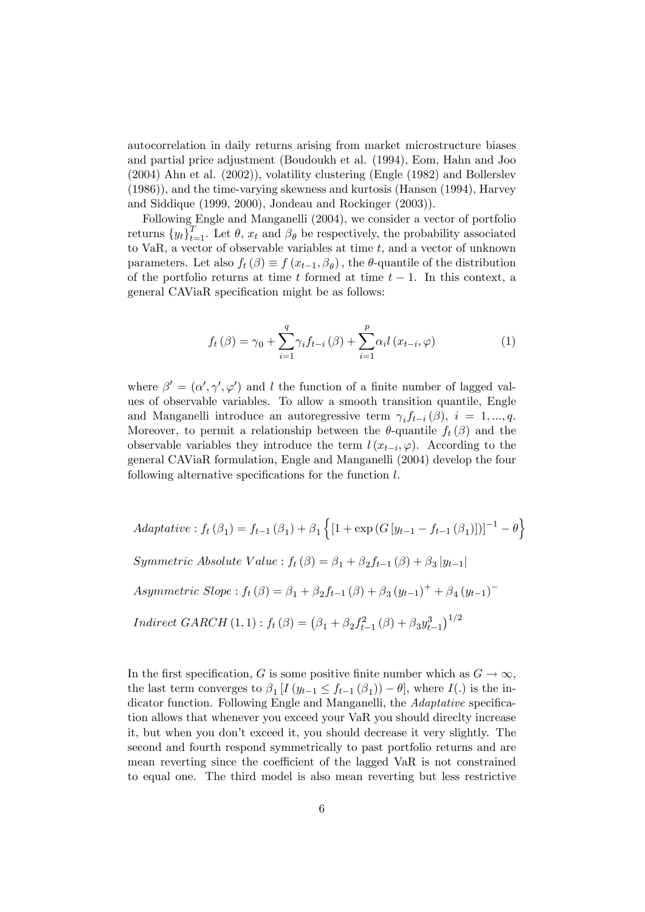autocorrelation in daily returns arising from market microstructure biases and partial price adjustment (Boudoukh et al. (1994), Eom, Hahn and Joo (2004) Ahn et al. (2002)), volatility clustering (Engle (1982) and Bollerslev (1986)), and the time-varying skewness and kurtosis (Hansen (1994), Harvey and Siddique (1999, 2000), Jondeau and Rockinger (2003)).

Following Engle and Manganelli (2004), we consider a vector of portfolio returns $\{y_t\}_{t=1}^{T}$. Let $\theta$, $x_t$ and $\beta_\theta$ be respectively, the probability associated to VaR, a vector of observable variables at time $t$, and a vector of unknown parameters. Let also $f_t(\beta) \equiv f(x_{t-1}, \beta_\theta)$, the $\theta$-quantile of the distribution of the portfolio returns at time $t$ formed at time $t-1$. In this context, a general CAViaR specification might be as follows:

$$f_t(\beta) = \gamma_0 + \sum_{i=1}^{q} \gamma_i f_{t-i}(\beta) + \sum_{i=1}^{p} \alpha_i l(x_{t-i}, \varphi) \tag{1}$$

where $\beta' = (\alpha', \gamma', \varphi')$ and $l$ the function of a finite number of lagged values of observable variables. To allow a smooth transition quantile, Engle and Manganelli introduce an autoregressive term $\gamma_i f_{t-i}(\beta)$, $i = 1, ..., q$. Moreover, to permit a relationship between the $\theta$-quantile $f_t(\beta)$ and the observable variables they introduce the term $l(x_{t-i}, \varphi)$. According to the general CAViaR formulation, Engle and Manganelli (2004) develop the four following alternative specifications for the function $l$.

$$Adaptative : f_t(\beta_1) = f_{t-1}(\beta_1) + \beta_1 \left\{ [1 + \exp(G[y_{t-1} - f_{t-1}(\beta_1)])]^{-1} - \theta \right\}$$

$$Symmetric\ Absolute\ Value : f_t(\beta) = \beta_1 + \beta_2 f_{t-1}(\beta) + \beta_3 |y_{t-1}|$$

$$Asymmetric\ Slope : f_t(\beta) = \beta_1 + \beta_2 f_{t-1}(\beta) + \beta_3 (y_{t-1})^+ + \beta_4 (y_{t-1})^-$$

$$Indirect\ GARCH(1,1) : f_t(\beta) = \left(\beta_1 + \beta_2 f_{t-1}^2(\beta) + \beta_3 y_{t-1}^3\right)^{1/2}$$

In the first specification, $G$ is some positive finite number which as $G \to \infty$, the last term converges to $\beta_1 [I(y_{t-1} \leq f_{t-1}(\beta_1)) - \theta]$, where $I(.)$ is the indicator function. Following Engle and Manganelli, the *Adaptative* specification allows that whenever you exceed your VaR you should direclty increase it, but when you don't exceed it, you should decrease it very slightly. The second and fourth respond symmetrically to past portfolio returns and are mean reverting since the coefficient of the lagged VaR is not constrained to equal one. The third model is also mean reverting but less restrictive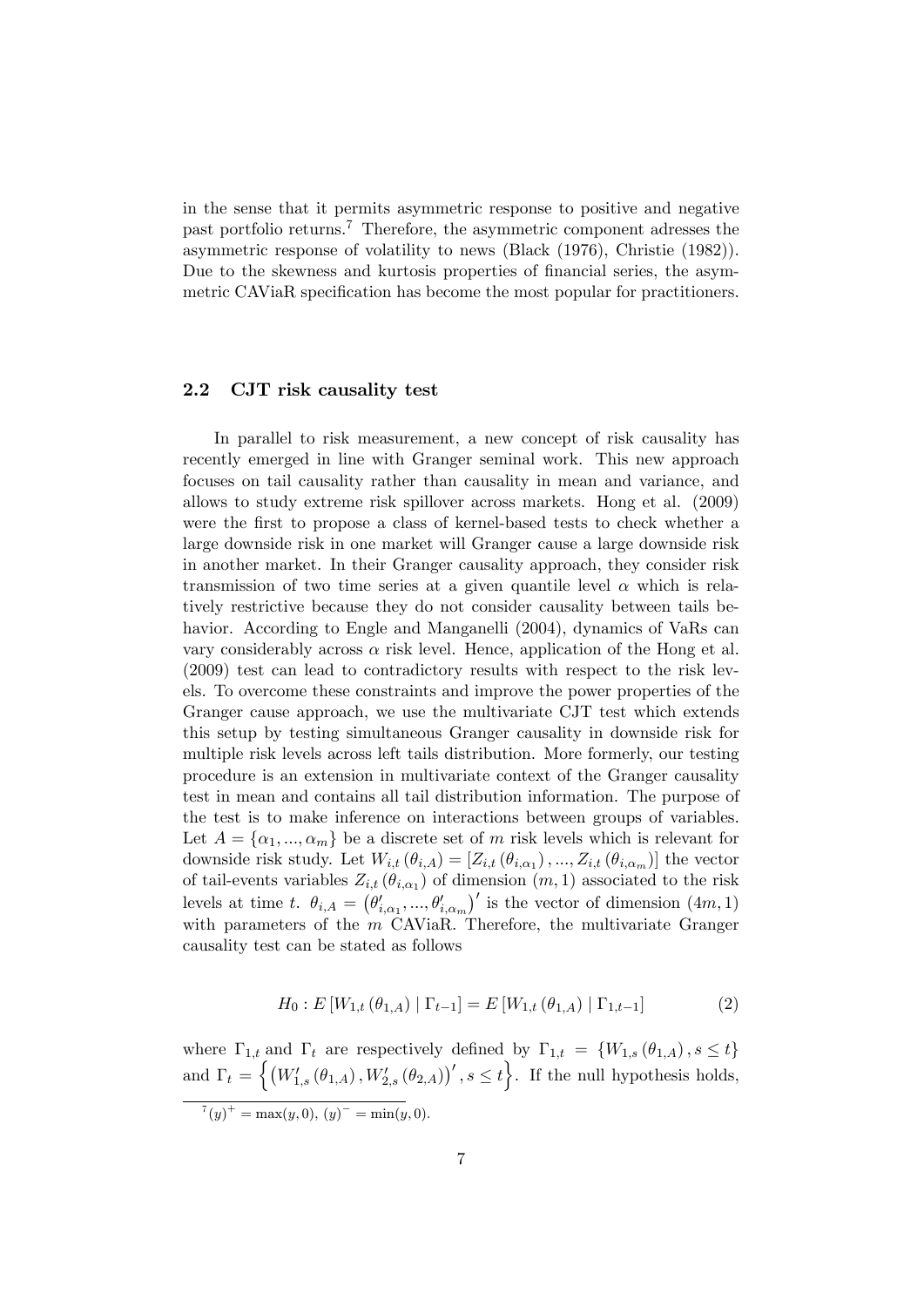in the sense that it permits asymmetric response to positive and negative past portfolio returns.[7] Therefore, the asymmetric component adresses the asymmetric response of volatility to news (Black (1976), Christie (1982)). Due to the skewness and kurtosis properties of financial series, the asymmetric CAViaR specification has become the most popular for practitioners.

## 2.2 CJT risk causality test

In parallel to risk measurement, a new concept of risk causality has recently emerged in line with Granger seminal work. This new approach focuses on tail causality rather than causality in mean and variance, and allows to study extreme risk spillover across markets. Hong et al. (2009) were the first to propose a class of kernel-based tests to check whether a large downside risk in one market will Granger cause a large downside risk in another market. In their Granger causality approach, they consider risk transmission of two time series at a given quantile level $\alpha$ which is relatively restrictive because they do not consider causality between tails behavior. According to Engle and Manganelli (2004), dynamics of VaRs can vary considerably across $\alpha$ risk level. Hence, application of the Hong et al. (2009) test can lead to contradictory results with respect to the risk levels. To overcome these constraints and improve the power properties of the Granger cause approach, we use the multivariate CJT test which extends this setup by testing simultaneous Granger causality in downside risk for multiple risk levels across left tails distribution. More formerly, our testing procedure is an extension in multivariate context of the Granger causality test in mean and contains all tail distribution information. The purpose of the test is to make inference on interactions between groups of variables. Let $A = \{\alpha_1, ..., \alpha_m\}$ be a discrete set of $m$ risk levels which is relevant for downside risk study. Let $W_{i,t}(\theta_{i,A}) = [Z_{i,t}(\theta_{i,\alpha_1}), ..., Z_{i,t}(\theta_{i,\alpha_m})]$ the vector of tail-events variables $Z_{i,t}(\theta_{i,\alpha_1})$ of dimension $(m, 1)$ associated to the risk levels at time $t$. $\theta_{i,A} = (\theta'_{i,\alpha_1}, ..., \theta'_{i,\alpha_m})'$ is the vector of dimension $(4m, 1)$ with parameters of the $m$ CAViaR. Therefore, the multivariate Granger causality test can be stated as follows

$$H_0 : E\left[W_{1,t}(\theta_{1,A}) \mid \Gamma_{t-1}\right] = E\left[W_{1,t}(\theta_{1,A}) \mid \Gamma_{1,t-1}\right] \tag{2}$$

where $\Gamma_{1,t}$ and $\Gamma_t$ are respectively defined by $\Gamma_{1,t} = \{W_{1,s}(\theta_{1,A}), s \leq t\}$ and $\Gamma_t = \left\{\left(W'_{1,s}(\theta_{1,A}), W'_{2,s}(\theta_{2,A})\right)', s \leq t\right\}$. If the null hypothesis holds,

[7] $(y)^+ = \max(y, 0)$, $(y)^- = \min(y, 0)$.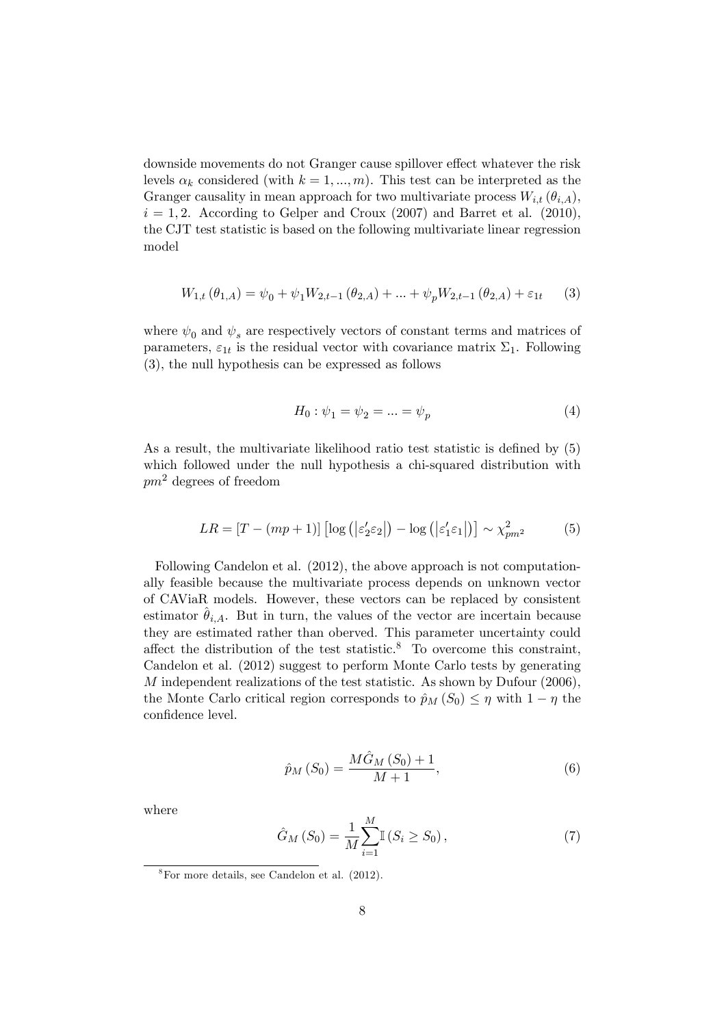downside movements do not Granger cause spillover effect whatever the risk levels $\alpha_k$ considered (with $k = 1, ..., m$). This test can be interpreted as the Granger causality in mean approach for two multivariate process $W_{i,t}(\theta_{i,A})$, $i = 1, 2$. According to Gelper and Croux (2007) and Barret et al. (2010), the CJT test statistic is based on the following multivariate linear regression model

$$W_{1,t}(\theta_{1,A}) = \psi_0 + \psi_1 W_{2,t-1}(\theta_{2,A}) + ... + \psi_p W_{2,t-1}(\theta_{2,A}) + \varepsilon_{1t} \tag{3}$$

where $\psi_0$ and $\psi_s$ are respectively vectors of constant terms and matrices of parameters, $\varepsilon_{1t}$ is the residual vector with covariance matrix $\Sigma_1$. Following (3), the null hypothesis can be expressed as follows

$$H_0 : \psi_1 = \psi_2 = ... = \psi_p \tag{4}$$

As a result, the multivariate likelihood ratio test statistic is defined by (5) which followed under the null hypothesis a chi-squared distribution with $pm^2$ degrees of freedom

$$LR = [T - (mp + 1)] \left[ \log \left( \left| \varepsilon_2' \varepsilon_2 \right| \right) - \log \left( \left| \varepsilon_1' \varepsilon_1 \right| \right) \right] \sim \chi^2_{pm^2} \tag{5}$$

Following Candelon et al. (2012), the above approach is not computationally feasible because the multivariate process depends on unknown vector of CAViaR models. However, these vectors can be replaced by consistent estimator $\hat{\theta}_{i,A}$. But in turn, the values of the vector are incertain because they are estimated rather than oberved. This parameter uncertainty could affect the distribution of the test statistic.[8] To overcome this constraint, Candelon et al. (2012) suggest to perform Monte Carlo tests by generating $M$ independent realizations of the test statistic. As shown by Dufour (2006), the Monte Carlo critical region corresponds to $\hat{p}_M(S_0) \leq \eta$ with $1 - \eta$ the confidence level.

$$\hat{p}_M(S_0) = \frac{M\hat{G}_M(S_0) + 1}{M + 1}, \tag{6}$$

where

$$\hat{G}_M(S_0) = \frac{1}{M} \sum_{i=1}^{M} \mathbb{I}(S_i \geq S_0), \tag{7}$$

[8] For more details, see Candelon et al. (2012).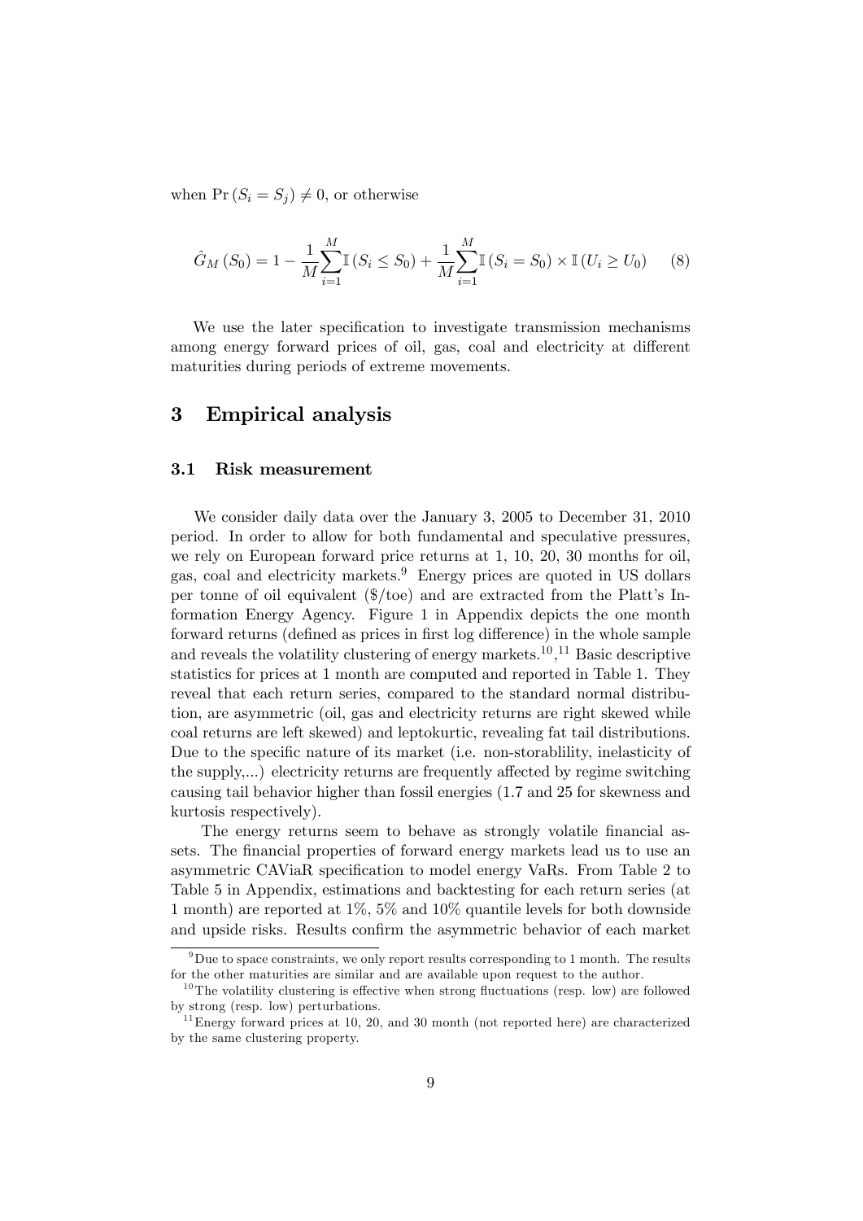when $\Pr(S_i = S_j) \neq 0$, or otherwise

$$\hat{G}_M(S_0) = 1 - \frac{1}{M}\sum_{i=1}^{M}\mathbb{I}(S_i \leq S_0) + \frac{1}{M}\sum_{i=1}^{M}\mathbb{I}(S_i = S_0) \times \mathbb{I}(U_i \geq U_0) \quad (8)$$

We use the later specification to investigate transmission mechanisms among energy forward prices of oil, gas, coal and electricity at different maturities during periods of extreme movements.

# 3 Empirical analysis

## 3.1 Risk measurement

We consider daily data over the January 3, 2005 to December 31, 2010 period. In order to allow for both fundamental and speculative pressures, we rely on European forward price returns at 1, 10, 20, 30 months for oil, gas, coal and electricity markets.[9] Energy prices are quoted in US dollars per tonne of oil equivalent (\$/toe) and are extracted from the Platt's Information Energy Agency. Figure 1 in Appendix depicts the one month forward returns (defined as prices in first log difference) in the whole sample and reveals the volatility clustering of energy markets.[10],[11] Basic descriptive statistics for prices at 1 month are computed and reported in Table 1. They reveal that each return series, compared to the standard normal distribution, are asymmetric (oil, gas and electricity returns are right skewed while coal returns are left skewed) and leptokurtic, revealing fat tail distributions. Due to the specific nature of its market (i.e. non-storablility, inelasticity of the supply,...) electricity returns are frequently affected by regime switching causing tail behavior higher than fossil energies (1.7 and 25 for skewness and kurtosis respectively).

The energy returns seem to behave as strongly volatile financial assets. The financial properties of forward energy markets lead us to use an asymmetric CAViaR specification to model energy VaRs. From Table 2 to Table 5 in Appendix, estimations and backtesting for each return series (at 1 month) are reported at 1%, 5% and 10% quantile levels for both downside and upside risks. Results confirm the asymmetric behavior of each market

---

[9] Due to space constraints, we only report results corresponding to 1 month. The results for the other maturities are similar and are available upon request to the author.

[10] The volatility clustering is effective when strong fluctuations (resp. low) are followed by strong (resp. low) perturbations.

[11] Energy forward prices at 10, 20, and 30 month (not reported here) are characterized by the same clustering property.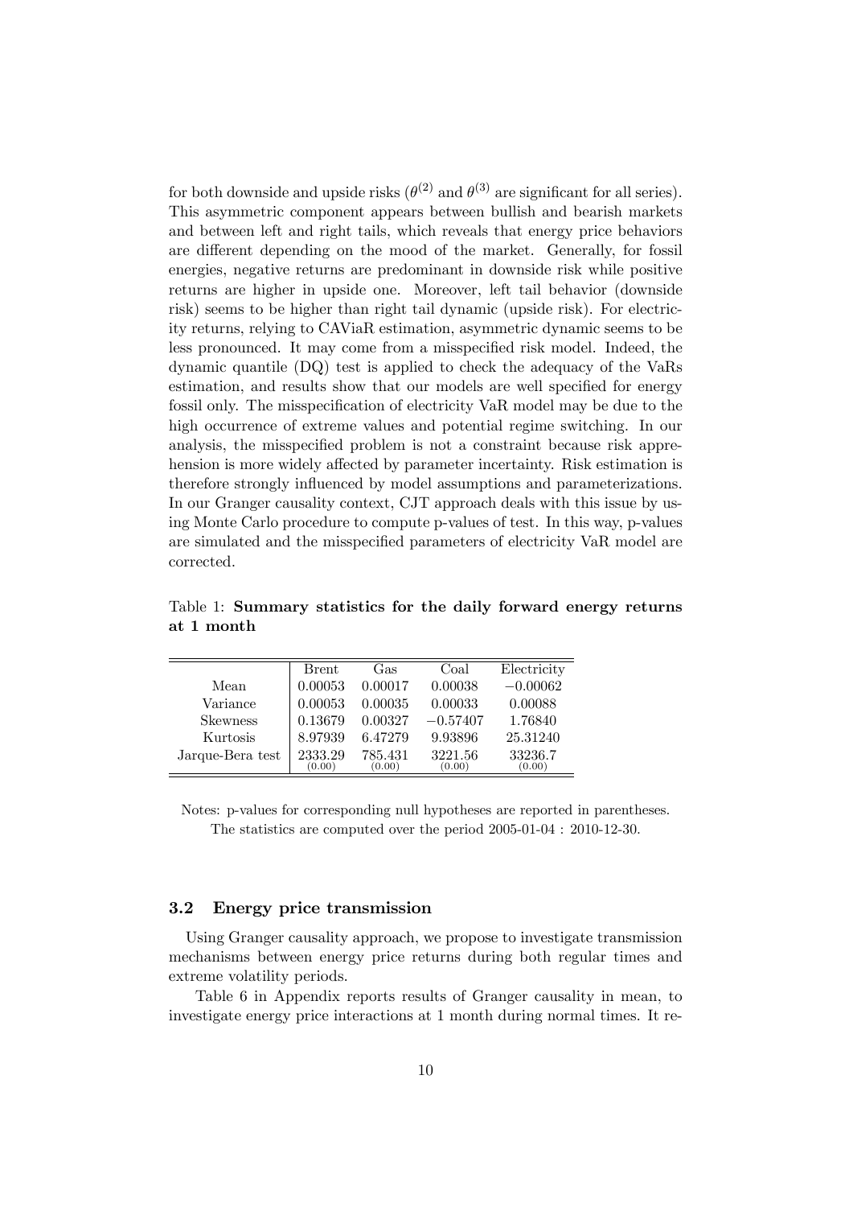for both downside and upside risks ($\theta^{(2)}$ and $\theta^{(3)}$ are significant for all series). This asymmetric component appears between bullish and bearish markets and between left and right tails, which reveals that energy price behaviors are different depending on the mood of the market. Generally, for fossil energies, negative returns are predominant in downside risk while positive returns are higher in upside one. Moreover, left tail behavior (downside risk) seems to be higher than right tail dynamic (upside risk). For electricity returns, relying to CAViaR estimation, asymmetric dynamic seems to be less pronounced. It may come from a misspecified risk model. Indeed, the dynamic quantile (DQ) test is applied to check the adequacy of the VaRs estimation, and results show that our models are well specified for energy fossil only. The misspecification of electricity VaR model may be due to the high occurrence of extreme values and potential regime switching. In our analysis, the misspecified problem is not a constraint because risk apprehension is more widely affected by parameter incertainty. Risk estimation is therefore strongly influenced by model assumptions and parameterizations. In our Granger causality context, CJT approach deals with this issue by using Monte Carlo procedure to compute p-values of test. In this way, p-values are simulated and the misspecified parameters of electricity VaR model are corrected.

Table 1: **Summary statistics for the daily forward energy returns at 1 month**

| | Brent | Gas | Coal | Electricity |
|---|---|---|---|---|
| Mean | 0.00053 | 0.00017 | 0.00038 | $-0.00062$ |
| Variance | 0.00053 | 0.00035 | 0.00033 | 0.00088 |
| Skewness | 0.13679 | 0.00327 | $-0.57407$ | 1.76840 |
| Kurtosis | 8.97939 | 6.47279 | 9.93896 | 25.31240 |
| Jarque-Bera test | 2333.29 (0.00) | 785.431 (0.00) | 3221.56 (0.00) | 33236.7 (0.00) |

Notes: p-values for corresponding null hypotheses are reported in parentheses. The statistics are computed over the period 2005-01-04 : 2010-12-30.

### 3.2 Energy price transmission

Using Granger causality approach, we propose to investigate transmission mechanisms between energy price returns during both regular times and extreme volatility periods.

Table 6 in Appendix reports results of Granger causality in mean, to investigate energy price interactions at 1 month during normal times. It re-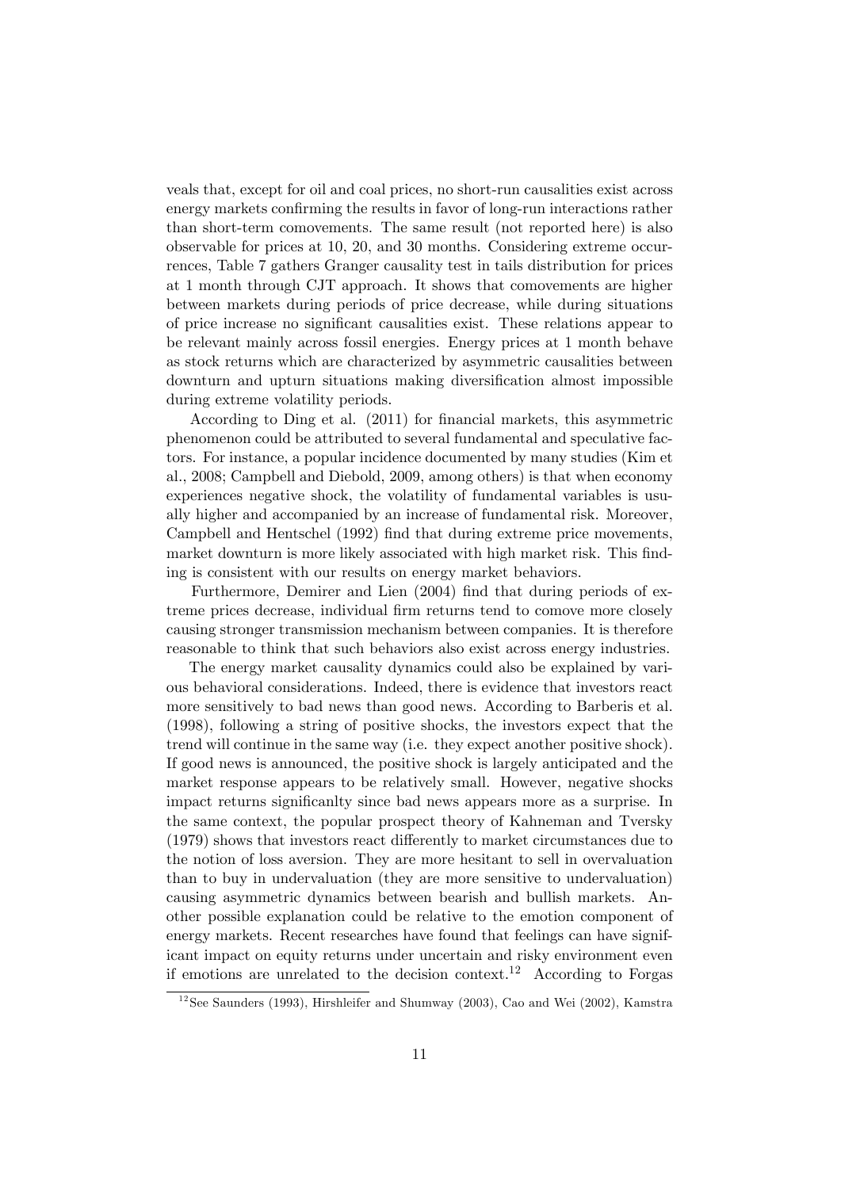veals that, except for oil and coal prices, no short-run causalities exist across energy markets confirming the results in favor of long-run interactions rather than short-term comovements. The same result (not reported here) is also observable for prices at 10, 20, and 30 months. Considering extreme occurrences, Table 7 gathers Granger causality test in tails distribution for prices at 1 month through CJT approach. It shows that comovements are higher between markets during periods of price decrease, while during situations of price increase no significant causalities exist. These relations appear to be relevant mainly across fossil energies. Energy prices at 1 month behave as stock returns which are characterized by asymmetric causalities between downturn and upturn situations making diversification almost impossible during extreme volatility periods.

According to Ding et al. (2011) for financial markets, this asymmetric phenomenon could be attributed to several fundamental and speculative factors. For instance, a popular incidence documented by many studies (Kim et al., 2008; Campbell and Diebold, 2009, among others) is that when economy experiences negative shock, the volatility of fundamental variables is usually higher and accompanied by an increase of fundamental risk. Moreover, Campbell and Hentschel (1992) find that during extreme price movements, market downturn is more likely associated with high market risk. This finding is consistent with our results on energy market behaviors.

Furthermore, Demirer and Lien (2004) find that during periods of extreme prices decrease, individual firm returns tend to comove more closely causing stronger transmission mechanism between companies. It is therefore reasonable to think that such behaviors also exist across energy industries.

The energy market causality dynamics could also be explained by various behavioral considerations. Indeed, there is evidence that investors react more sensitively to bad news than good news. According to Barberis et al. (1998), following a string of positive shocks, the investors expect that the trend will continue in the same way (i.e. they expect another positive shock). If good news is announced, the positive shock is largely anticipated and the market response appears to be relatively small. However, negative shocks impact returns significanlty since bad news appears more as a surprise. In the same context, the popular prospect theory of Kahneman and Tversky (1979) shows that investors react differently to market circumstances due to the notion of loss aversion. They are more hesitant to sell in overvaluation than to buy in undervaluation (they are more sensitive to undervaluation) causing asymmetric dynamics between bearish and bullish markets. Another possible explanation could be relative to the emotion component of energy markets. Recent researches have found that feelings can have significant impact on equity returns under uncertain and risky environment even if emotions are unrelated to the decision context.[12] According to Forgas

[12] See Saunders (1993), Hirshleifer and Shumway (2003), Cao and Wei (2002), Kamstra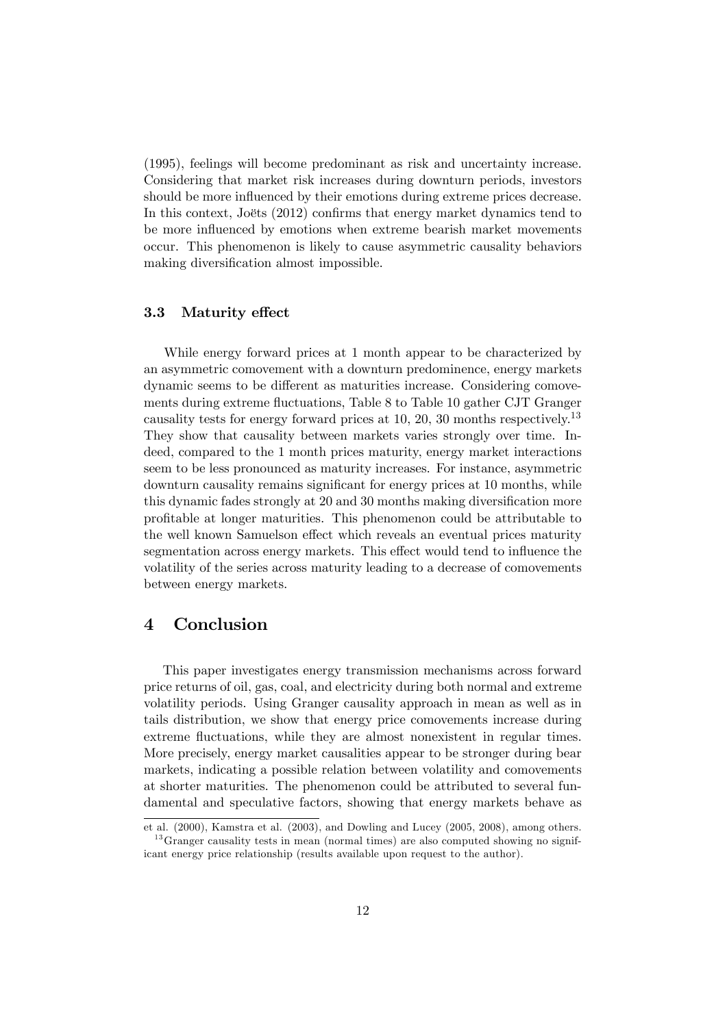(1995), feelings will become predominant as risk and uncertainty increase. Considering that market risk increases during downturn periods, investors should be more influenced by their emotions during extreme prices decrease. In this context, Joëts (2012) confirms that energy market dynamics tend to be more influenced by emotions when extreme bearish market movements occur. This phenomenon is likely to cause asymmetric causality behaviors making diversification almost impossible.

### 3.3 Maturity effect

While energy forward prices at 1 month appear to be characterized by an asymmetric comovement with a downturn predominence, energy markets dynamic seems to be different as maturities increase. Considering comovements during extreme fluctuations, Table 8 to Table 10 gather CJT Granger causality tests for energy forward prices at 10, 20, 30 months respectively.[13] They show that causality between markets varies strongly over time. Indeed, compared to the 1 month prices maturity, energy market interactions seem to be less pronounced as maturity increases. For instance, asymmetric downturn causality remains significant for energy prices at 10 months, while this dynamic fades strongly at 20 and 30 months making diversification more profitable at longer maturities. This phenomenon could be attributable to the well known Samuelson effect which reveals an eventual prices maturity segmentation across energy markets. This effect would tend to influence the volatility of the series across maturity leading to a decrease of comovements between energy markets.

## 4 Conclusion

This paper investigates energy transmission mechanisms across forward price returns of oil, gas, coal, and electricity during both normal and extreme volatility periods. Using Granger causality approach in mean as well as in tails distribution, we show that energy price comovements increase during extreme fluctuations, while they are almost nonexistent in regular times. More precisely, energy market causalities appear to be stronger during bear markets, indicating a possible relation between volatility and comovements at shorter maturities. The phenomenon could be attributed to several fundamental and speculative factors, showing that energy markets behave as

et al. (2000), Kamstra et al. (2003), and Dowling and Lucey (2005, 2008), among others.

[13] Granger causality tests in mean (normal times) are also computed showing no significant energy price relationship (results available upon request to the author).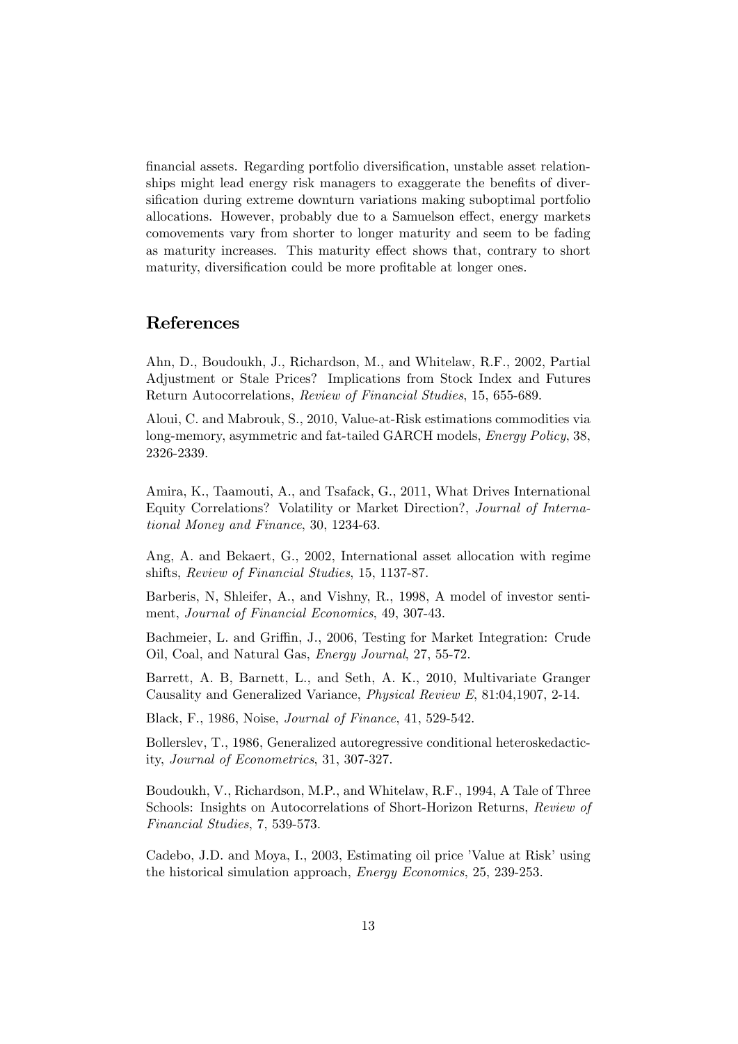financial assets. Regarding portfolio diversification, unstable asset relationships might lead energy risk managers to exaggerate the benefits of diversification during extreme downturn variations making suboptimal portfolio allocations. However, probably due to a Samuelson effect, energy markets comovements vary from shorter to longer maturity and seem to be fading as maturity increases. This maturity effect shows that, contrary to short maturity, diversification could be more profitable at longer ones.

## References

Ahn, D., Boudoukh, J., Richardson, M., and Whitelaw, R.F., 2002, Partial Adjustment or Stale Prices? Implications from Stock Index and Futures Return Autocorrelations, *Review of Financial Studies*, 15, 655-689.

Aloui, C. and Mabrouk, S., 2010, Value-at-Risk estimations commodities via long-memory, asymmetric and fat-tailed GARCH models, *Energy Policy*, 38, 2326-2339.

Amira, K., Taamouti, A., and Tsafack, G., 2011, What Drives International Equity Correlations? Volatility or Market Direction?, *Journal of International Money and Finance*, 30, 1234-63.

Ang, A. and Bekaert, G., 2002, International asset allocation with regime shifts, *Review of Financial Studies*, 15, 1137-87.

Barberis, N, Shleifer, A., and Vishny, R., 1998, A model of investor sentiment, *Journal of Financial Economics*, 49, 307-43.

Bachmeier, L. and Griffin, J., 2006, Testing for Market Integration: Crude Oil, Coal, and Natural Gas, *Energy Journal*, 27, 55-72.

Barrett, A. B, Barnett, L., and Seth, A. K., 2010, Multivariate Granger Causality and Generalized Variance, *Physical Review E*, 81:04,1907, 2-14.

Black, F., 1986, Noise, *Journal of Finance*, 41, 529-542.

Bollerslev, T., 1986, Generalized autoregressive conditional heteroskedacticity, *Journal of Econometrics*, 31, 307-327.

Boudoukh, V., Richardson, M.P., and Whitelaw, R.F., 1994, A Tale of Three Schools: Insights on Autocorrelations of Short-Horizon Returns, *Review of Financial Studies*, 7, 539-573.

Cadebo, J.D. and Moya, I., 2003, Estimating oil price 'Value at Risk' using the historical simulation approach, *Energy Economics*, 25, 239-253.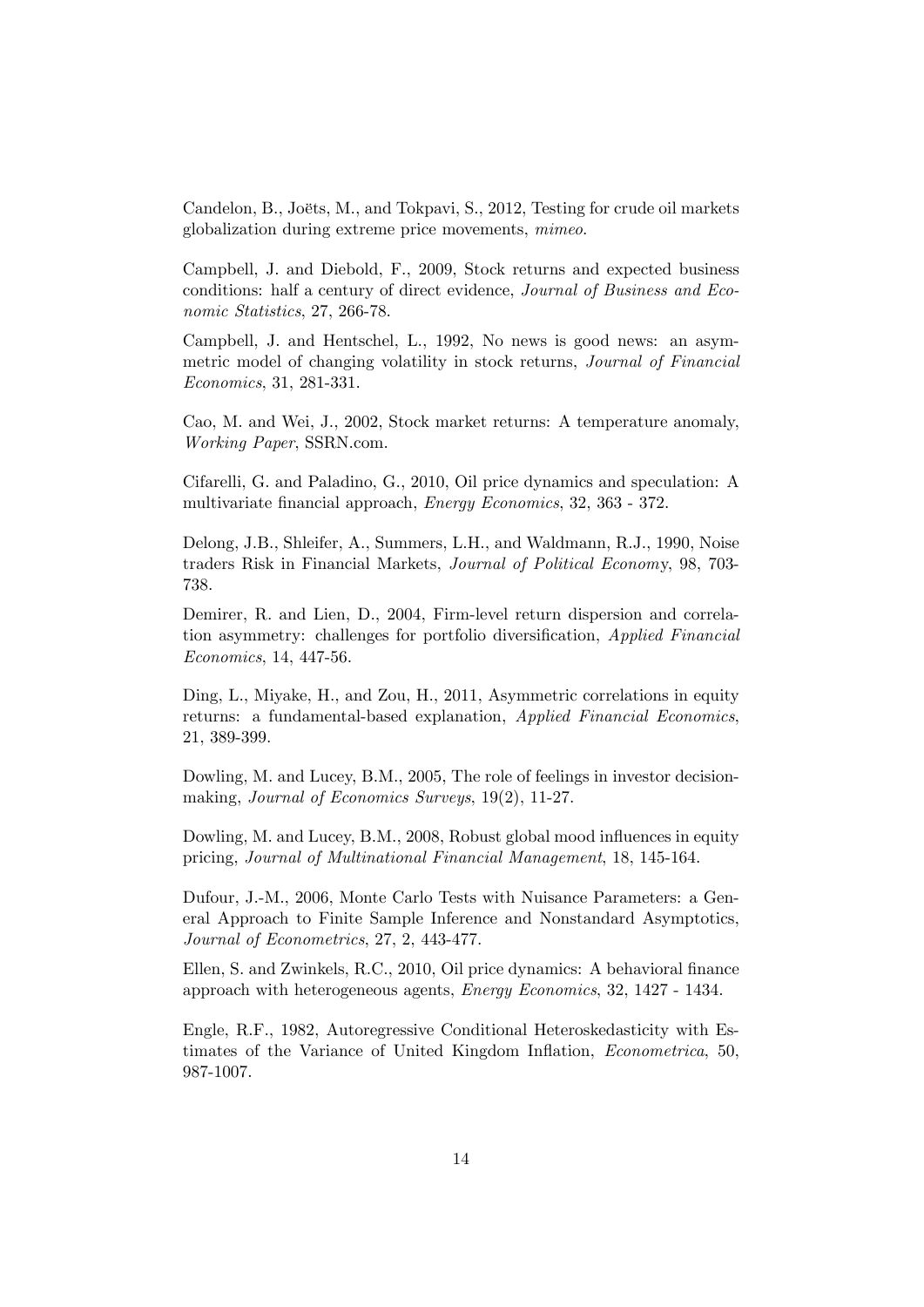Candelon, B., Joëts, M., and Tokpavi, S., 2012, Testing for crude oil markets globalization during extreme price movements, *mimeo*.

Campbell, J. and Diebold, F., 2009, Stock returns and expected business conditions: half a century of direct evidence, *Journal of Business and Economic Statistics*, 27, 266-78.

Campbell, J. and Hentschel, L., 1992, No news is good news: an asymmetric model of changing volatility in stock returns, *Journal of Financial Economics*, 31, 281-331.

Cao, M. and Wei, J., 2002, Stock market returns: A temperature anomaly, *Working Paper*, SSRN.com.

Cifarelli, G. and Paladino, G., 2010, Oil price dynamics and speculation: A multivariate financial approach, *Energy Economics*, 32, 363 - 372.

Delong, J.B., Shleifer, A., Summers, L.H., and Waldmann, R.J., 1990, Noise traders Risk in Financial Markets, *Journal of Political Economy*, 98, 703-738.

Demirer, R. and Lien, D., 2004, Firm-level return dispersion and correlation asymmetry: challenges for portfolio diversification, *Applied Financial Economics*, 14, 447-56.

Ding, L., Miyake, H., and Zou, H., 2011, Asymmetric correlations in equity returns: a fundamental-based explanation, *Applied Financial Economics*, 21, 389-399.

Dowling, M. and Lucey, B.M., 2005, The role of feelings in investor decision-making, *Journal of Economics Surveys*, 19(2), 11-27.

Dowling, M. and Lucey, B.M., 2008, Robust global mood influences in equity pricing, *Journal of Multinational Financial Management*, 18, 145-164.

Dufour, J.-M., 2006, Monte Carlo Tests with Nuisance Parameters: a General Approach to Finite Sample Inference and Nonstandard Asymptotics, *Journal of Econometrics*, 27, 2, 443-477.

Ellen, S. and Zwinkels, R.C., 2010, Oil price dynamics: A behavioral finance approach with heterogeneous agents, *Energy Economics*, 32, 1427 - 1434.

Engle, R.F., 1982, Autoregressive Conditional Heteroskedasticity with Estimates of the Variance of United Kingdom Inflation, *Econometrica*, 50, 987-1007.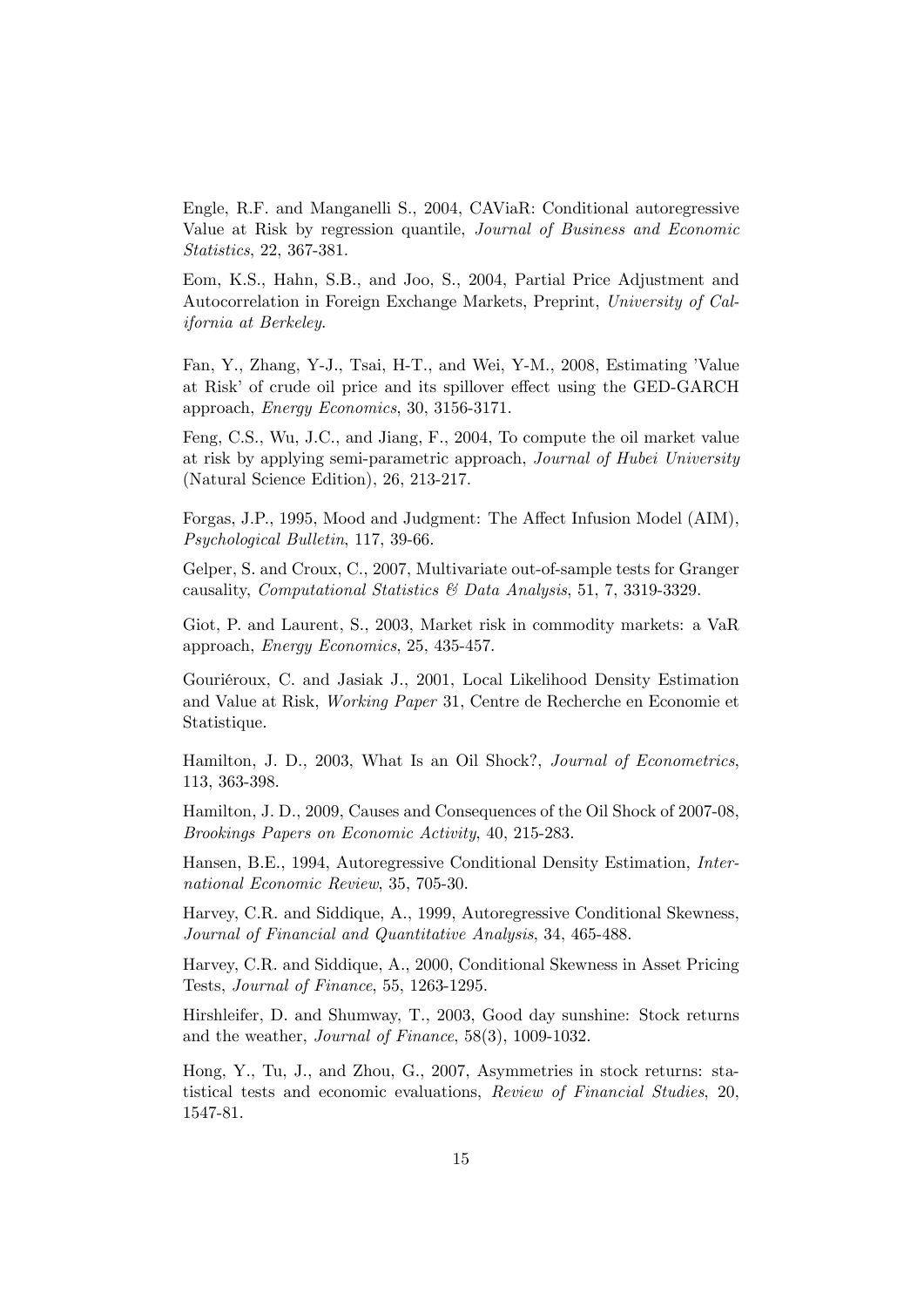Engle, R.F. and Manganelli S., 2004, CAViaR: Conditional autoregressive Value at Risk by regression quantile, *Journal of Business and Economic Statistics*, 22, 367-381.

Eom, K.S., Hahn, S.B., and Joo, S., 2004, Partial Price Adjustment and Autocorrelation in Foreign Exchange Markets, Preprint, *University of California at Berkeley*.

Fan, Y., Zhang, Y-J., Tsai, H-T., and Wei, Y-M., 2008, Estimating 'Value at Risk' of crude oil price and its spillover effect using the GED-GARCH approach, *Energy Economics*, 30, 3156-3171.

Feng, C.S., Wu, J.C., and Jiang, F., 2004, To compute the oil market value at risk by applying semi-parametric approach, *Journal of Hubei University* (Natural Science Edition), 26, 213-217.

Forgas, J.P., 1995, Mood and Judgment: The Affect Infusion Model (AIM), *Psychological Bulletin*, 117, 39-66.

Gelper, S. and Croux, C., 2007, Multivariate out-of-sample tests for Granger causality, *Computational Statistics & Data Analysis*, 51, 7, 3319-3329.

Giot, P. and Laurent, S., 2003, Market risk in commodity markets: a VaR approach, *Energy Economics*, 25, 435-457.

Gouriéroux, C. and Jasiak J., 2001, Local Likelihood Density Estimation and Value at Risk, *Working Paper* 31, Centre de Recherche en Economie et Statistique.

Hamilton, J. D., 2003, What Is an Oil Shock?, *Journal of Econometrics*, 113, 363-398.

Hamilton, J. D., 2009, Causes and Consequences of the Oil Shock of 2007-08, *Brookings Papers on Economic Activity*, 40, 215-283.

Hansen, B.E., 1994, Autoregressive Conditional Density Estimation, *International Economic Review*, 35, 705-30.

Harvey, C.R. and Siddique, A., 1999, Autoregressive Conditional Skewness, *Journal of Financial and Quantitative Analysis*, 34, 465-488.

Harvey, C.R. and Siddique, A., 2000, Conditional Skewness in Asset Pricing Tests, *Journal of Finance*, 55, 1263-1295.

Hirshleifer, D. and Shumway, T., 2003, Good day sunshine: Stock returns and the weather, *Journal of Finance*, 58(3), 1009-1032.

Hong, Y., Tu, J., and Zhou, G., 2007, Asymmetries in stock returns: statistical tests and economic evaluations, *Review of Financial Studies*, 20, 1547-81.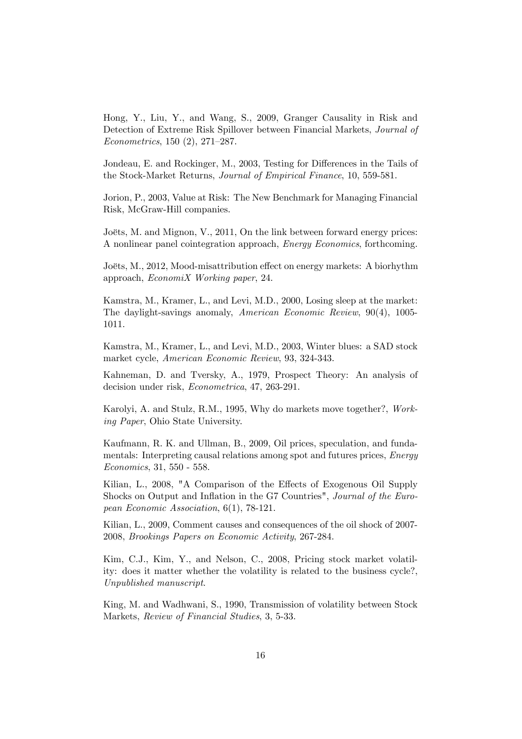Hong, Y., Liu, Y., and Wang, S., 2009, Granger Causality in Risk and Detection of Extreme Risk Spillover between Financial Markets, *Journal of Econometrics*, 150 (2), 271–287.

Jondeau, E. and Rockinger, M., 2003, Testing for Differences in the Tails of the Stock-Market Returns, *Journal of Empirical Finance*, 10, 559-581.

Jorion, P., 2003, Value at Risk: The New Benchmark for Managing Financial Risk, McGraw-Hill companies.

Joëts, M. and Mignon, V., 2011, On the link between forward energy prices: A nonlinear panel cointegration approach, *Energy Economics*, forthcoming.

Joëts, M., 2012, Mood-misattribution effect on energy markets: A biorhythm approach, *EconomiX Working paper*, 24.

Kamstra, M., Kramer, L., and Levi, M.D., 2000, Losing sleep at the market: The daylight-savings anomaly, *American Economic Review*, 90(4), 1005-1011.

Kamstra, M., Kramer, L., and Levi, M.D., 2003, Winter blues: a SAD stock market cycle, *American Economic Review*, 93, 324-343.

Kahneman, D. and Tversky, A., 1979, Prospect Theory: An analysis of decision under risk, *Econometrica*, 47, 263-291.

Karolyi, A. and Stulz, R.M., 1995, Why do markets move together?, *Working Paper*, Ohio State University.

Kaufmann, R. K. and Ullman, B., 2009, Oil prices, speculation, and fundamentals: Interpreting causal relations among spot and futures prices, *Energy Economics*, 31, 550 - 558.

Kilian, L., 2008, "A Comparison of the Effects of Exogenous Oil Supply Shocks on Output and Inflation in the G7 Countries", *Journal of the European Economic Association*, 6(1), 78-121.

Kilian, L., 2009, Comment causes and consequences of the oil shock of 2007-2008, *Brookings Papers on Economic Activity*, 267-284.

Kim, C.J., Kim, Y., and Nelson, C., 2008, Pricing stock market volatility: does it matter whether the volatility is related to the business cycle?, *Unpublished manuscript*.

King, M. and Wadhwani, S., 1990, Transmission of volatility between Stock Markets, *Review of Financial Studies*, 3, 5-33.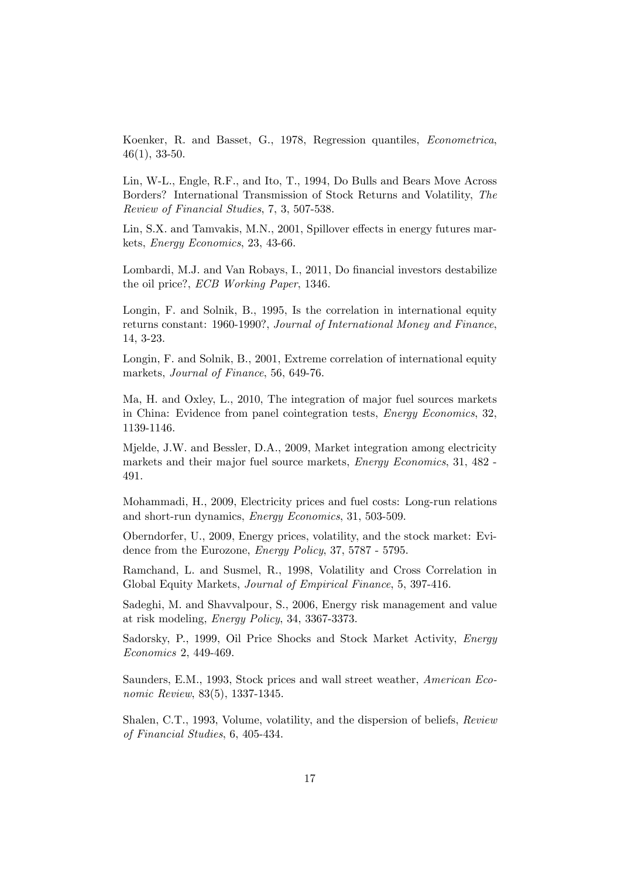Koenker, R. and Basset, G., 1978, Regression quantiles, *Econometrica*, 46(1), 33-50.

Lin, W-L., Engle, R.F., and Ito, T., 1994, Do Bulls and Bears Move Across Borders? International Transmission of Stock Returns and Volatility, *The Review of Financial Studies*, 7, 3, 507-538.

Lin, S.X. and Tamvakis, M.N., 2001, Spillover effects in energy futures markets, *Energy Economics*, 23, 43-66.

Lombardi, M.J. and Van Robays, I., 2011, Do financial investors destabilize the oil price?, *ECB Working Paper*, 1346.

Longin, F. and Solnik, B., 1995, Is the correlation in international equity returns constant: 1960-1990?, *Journal of International Money and Finance*, 14, 3-23.

Longin, F. and Solnik, B., 2001, Extreme correlation of international equity markets, *Journal of Finance*, 56, 649-76.

Ma, H. and Oxley, L., 2010, The integration of major fuel sources markets in China: Evidence from panel cointegration tests, *Energy Economics*, 32, 1139-1146.

Mjelde, J.W. and Bessler, D.A., 2009, Market integration among electricity markets and their major fuel source markets, *Energy Economics*, 31, 482 - 491.

Mohammadi, H., 2009, Electricity prices and fuel costs: Long-run relations and short-run dynamics, *Energy Economics*, 31, 503-509.

Oberndorfer, U., 2009, Energy prices, volatility, and the stock market: Evidence from the Eurozone, *Energy Policy*, 37, 5787 - 5795.

Ramchand, L. and Susmel, R., 1998, Volatility and Cross Correlation in Global Equity Markets, *Journal of Empirical Finance*, 5, 397-416.

Sadeghi, M. and Shavvalpour, S., 2006, Energy risk management and value at risk modeling, *Energy Policy*, 34, 3367-3373.

Sadorsky, P., 1999, Oil Price Shocks and Stock Market Activity, *Energy Economics* 2, 449-469.

Saunders, E.M., 1993, Stock prices and wall street weather, *American Economic Review*, 83(5), 1337-1345.

Shalen, C.T., 1993, Volume, volatility, and the dispersion of beliefs, *Review of Financial Studies*, 6, 405-434.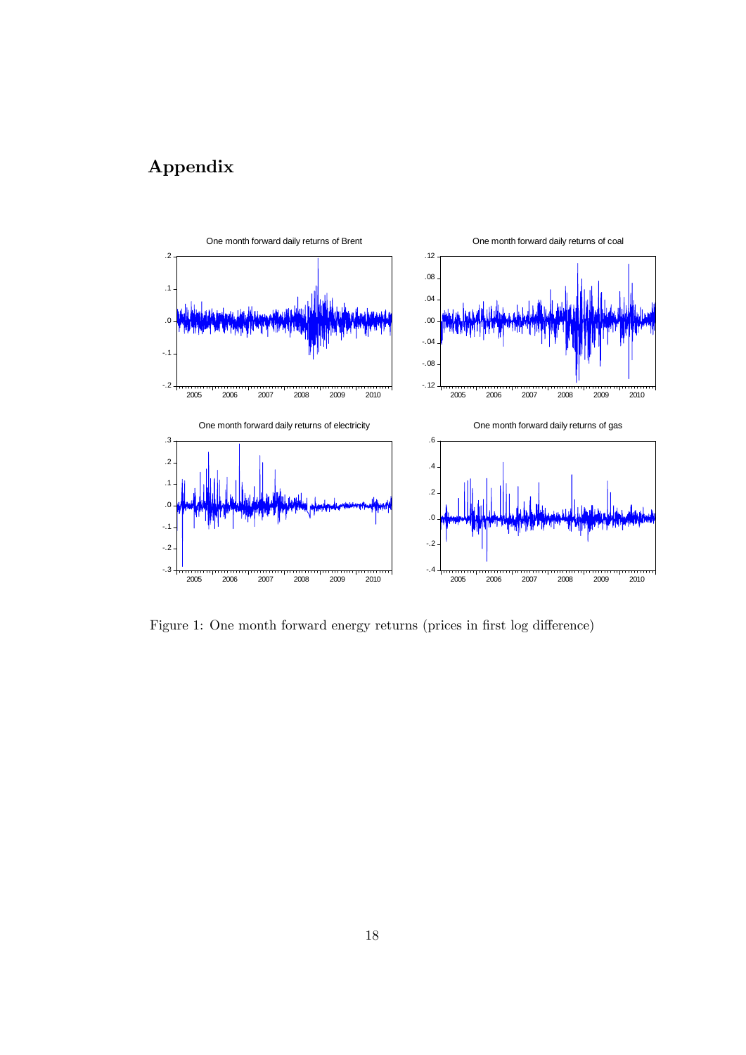# Appendix

Figure 1: One month forward energy returns (prices in first log difference)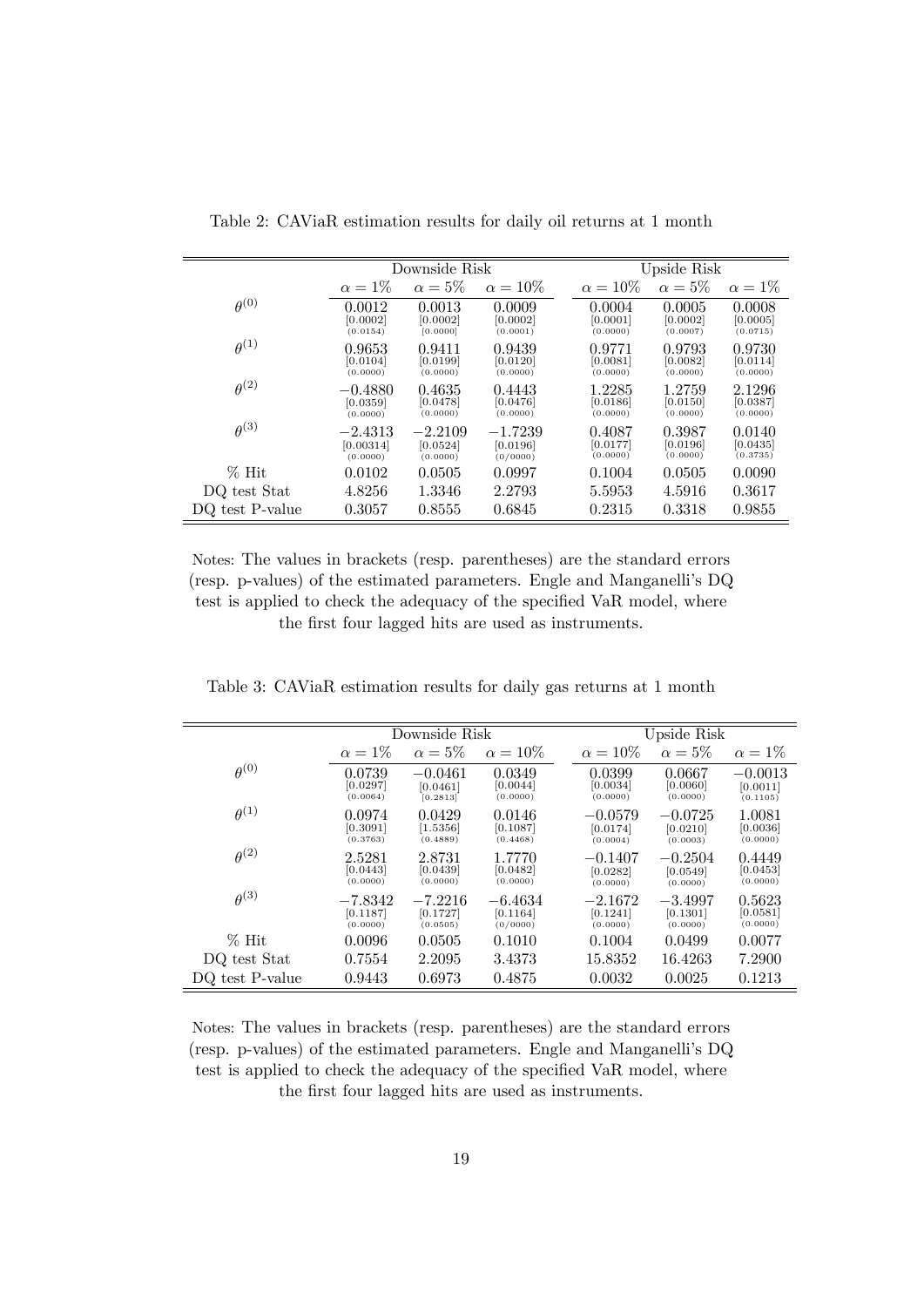Table 2: CAViaR estimation results for daily oil returns at 1 month

| | Downside Risk | | | Upside Risk | | |
|---|---|---|---|---|---|---|
| | $\alpha = 1\%$ | $\alpha = 5\%$ | $\alpha = 10\%$ | $\alpha = 10\%$ | $\alpha = 5\%$ | $\alpha = 1\%$ |
| $\theta^{(0)}$ | 0.0012 [0.0002] (0.0154) | 0.0013 [0.0002] [0.0000] | 0.0009 [0.0002] (0.0001) | 0.0004 [0.0001] (0.0000) | 0.0005 [0.0002] (0.0007) | 0.0008 [0.0005] (0.0715) |
| $\theta^{(1)}$ | 0.9653 [0.0104] (0.0000) | 0.9411 [0.0199] (0.0000) | 0.9439 [0.0120] (0.0000) | 0.9771 [0.0081] (0.0000) | 0.9793 [0.0082] (0.0000) | 0.9730 [0.0114] (0.0000) |
| $\theta^{(2)}$ | $-0.4880$ [0.0359] (0.0000) | 0.4635 [0.0478] (0.0000) | 0.4443 [0.0476] (0.0000) | 1.2285 [0.0186] (0.0000) | 1.2759 [0.0150] (0.0000) | 2.1296 [0.0387] (0.0000) |
| $\theta^{(3)}$ | $-2.4313$ [0.00314] (0.0000) | $-2.2109$ [0.0524] (0.0000) | $-1.7239$ [0.0196] (0/0000) | 0.4087 [0.0177] (0.0000) | 0.3987 [0.0196] (0.0000) | 0.0140 [0.0435] (0.3735) |
| % Hit | 0.0102 | 0.0505 | 0.0997 | 0.1004 | 0.0505 | 0.0090 |
| DQ test Stat | 4.8256 | 1.3346 | 2.2793 | 5.5953 | 4.5916 | 0.3617 |
| DQ test P-value | 0.3057 | 0.8555 | 0.6845 | 0.2315 | 0.3318 | 0.9855 |

Notes: The values in brackets (resp. parentheses) are the standard errors (resp. p-values) of the estimated parameters. Engle and Manganelli's DQ test is applied to check the adequacy of the specified VaR model, where the first four lagged hits are used as instruments.

Table 3: CAViaR estimation results for daily gas returns at 1 month

| | Downside Risk | | | Upside Risk | | |
|---|---|---|---|---|---|---|
| | $\alpha = 1\%$ | $\alpha = 5\%$ | $\alpha = 10\%$ | $\alpha = 10\%$ | $\alpha = 5\%$ | $\alpha = 1\%$ |
| $\theta^{(0)}$ | 0.0739 [0.0297] (0.0064) | $-0.0461$ [0.0461] [0.2813] | 0.0349 [0.0044] (0.0000) | 0.0399 [0.0034] (0.0000) | 0.0667 [0.0060] (0.0000) | $-0.0013$ [0.0011] (0.1105) |
| $\theta^{(1)}$ | 0.0974 [0.3091] (0.3763) | 0.0429 [1.5356] (0.4889) | 0.0146 [0.1087] (0.4468) | $-0.0579$ [0.0174] (0.0004) | $-0.0725$ [0.0210] (0.0003) | 1.0081 [0.0036] (0.0000) |
| $\theta^{(2)}$ | 2.5281 [0.0443] (0.0000) | 2.8731 [0.0439] (0.0000) | 1.7770 [0.0482] (0.0000) | $-0.1407$ [0.0282] (0.0000) | $-0.2504$ [0.0549] (0.0000) | 0.4449 [0.0453] (0.0000) |
| $\theta^{(3)}$ | $-7.8342$ [0.1187] (0.0000) | $-7.2216$ [0.1727] (0.0505) | $-6.4634$ [0.1164] (0/0000) | $-2.1672$ [0.1241] (0.0000) | $-3.4997$ [0.1301] (0.0000) | 0.5623 [0.0581] (0.0000) |
| % Hit | 0.0096 | 0.0505 | 0.1010 | 0.1004 | 0.0499 | 0.0077 |
| DQ test Stat | 0.7554 | 2.2095 | 3.4373 | 15.8352 | 16.4263 | 7.2900 |
| DQ test P-value | 0.9443 | 0.6973 | 0.4875 | 0.0032 | 0.0025 | 0.1213 |

Notes: The values in brackets (resp. parentheses) are the standard errors (resp. p-values) of the estimated parameters. Engle and Manganelli's DQ test is applied to check the adequacy of the specified VaR model, where the first four lagged hits are used as instruments.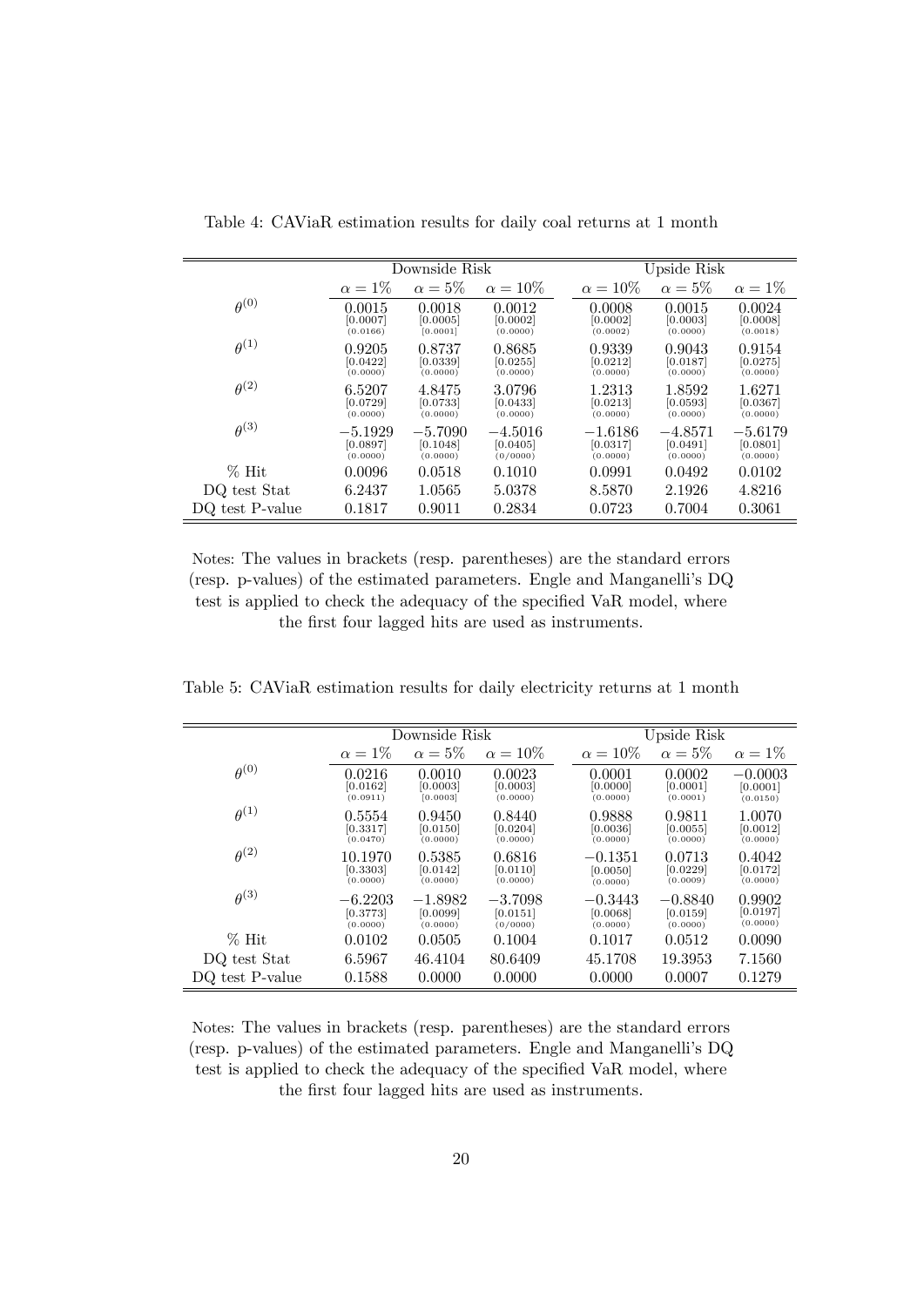Table 4: CAViaR estimation results for daily coal returns at 1 month

| | Downside Risk | | | Upside Risk | | |
|---|---|---|---|---|---|---|
| | $\alpha = 1\%$ | $\alpha = 5\%$ | $\alpha = 10\%$ | $\alpha = 10\%$ | $\alpha = 5\%$ | $\alpha = 1\%$ |
| $\theta^{(0)}$ | 0.0015 [0.0007] (0.0166) | 0.0018 [0.0005] [0.0001] | 0.0012 [0.0002] (0.0000) | 0.0008 [0.0002] (0.0002) | 0.0015 [0.0003] (0.0000) | 0.0024 [0.0008] (0.0018) |
| $\theta^{(1)}$ | 0.9205 [0.0422] (0.0000) | 0.8737 [0.0339] (0.0000) | 0.8685 [0.0255] (0.0000) | 0.9339 [0.0212] (0.0000) | 0.9043 [0.0187] (0.0000) | 0.9154 [0.0275] (0.0000) |
| $\theta^{(2)}$ | 6.5207 [0.0729] (0.0000) | 4.8475 [0.0733] (0.0000) | 3.0796 [0.0433] (0.0000) | 1.2313 [0.0213] (0.0000) | 1.8592 [0.0593] (0.0000) | 1.6271 [0.0367] (0.0000) |
| $\theta^{(3)}$ | $-5.1929$ [0.0897] (0.0000) | $-5.7090$ [0.1048] (0.0000) | $-4.5016$ [0.0405] (0/0000) | $-1.6186$ [0.0317] (0.0000) | $-4.8571$ [0.0491] (0.0000) | $-5.6179$ [0.0801] (0.0000) |
| % Hit | 0.0096 | 0.0518 | 0.1010 | 0.0991 | 0.0492 | 0.0102 |
| DQ test Stat | 6.2437 | 1.0565 | 5.0378 | 8.5870 | 2.1926 | 4.8216 |
| DQ test P-value | 0.1817 | 0.9011 | 0.2834 | 0.0723 | 0.7004 | 0.3061 |

Notes: The values in brackets (resp. parentheses) are the standard errors (resp. p-values) of the estimated parameters. Engle and Manganelli's DQ test is applied to check the adequacy of the specified VaR model, where the first four lagged hits are used as instruments.

Table 5: CAViaR estimation results for daily electricity returns at 1 month

| | Downside Risk | | | Upside Risk | | |
|---|---|---|---|---|---|---|
| | $\alpha = 1\%$ | $\alpha = 5\%$ | $\alpha = 10\%$ | $\alpha = 10\%$ | $\alpha = 5\%$ | $\alpha = 1\%$ |
| $\theta^{(0)}$ | 0.0216 [0.0162] (0.0911) | 0.0010 [0.0003] [0.0003] | 0.0023 [0.0003] (0.0000) | 0.0001 [0.0000] (0.0000) | 0.0002 [0.0001] (0.0001) | $-0.0003$ [0.0001] (0.0150) |
| $\theta^{(1)}$ | 0.5554 [0.3317] (0.0470) | 0.9450 [0.0150] (0.0000) | 0.8440 [0.0204] (0.0000) | 0.9888 [0.0036] (0.0000) | 0.9811 [0.0055] (0.0000) | 1.0070 [0.0012] (0.0000) |
| $\theta^{(2)}$ | 10.1970 [0.3303] (0.0000) | 0.5385 [0.0142] (0.0000) | 0.6816 [0.0110] (0.0000) | $-0.1351$ [0.0050] (0.0000) | 0.0713 [0.0229] (0.0009) | 0.4042 [0.0172] (0.0000) |
| $\theta^{(3)}$ | $-6.2203$ [0.3773] (0.0000) | $-1.8982$ [0.0099] (0.0000) | $-3.7098$ [0.0151] (0/0000) | $-0.3443$ [0.0068] (0.0000) | $-0.8840$ [0.0159] (0.0000) | 0.9902 [0.0197] (0.0000) |
| % Hit | 0.0102 | 0.0505 | 0.1004 | 0.1017 | 0.0512 | 0.0090 |
| DQ test Stat | 6.5967 | 46.4104 | 80.6409 | 45.1708 | 19.3953 | 7.1560 |
| DQ test P-value | 0.1588 | 0.0000 | 0.0000 | 0.0000 | 0.0007 | 0.1279 |

Notes: The values in brackets (resp. parentheses) are the standard errors (resp. p-values) of the estimated parameters. Engle and Manganelli's DQ test is applied to check the adequacy of the specified VaR model, where the first four lagged hits are used as instruments.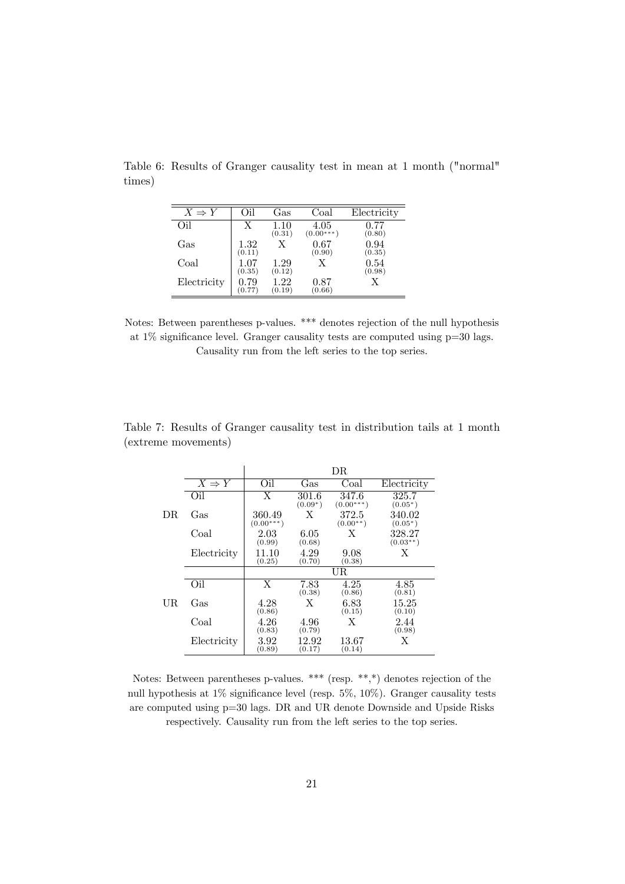Table 6: Results of Granger causality test in mean at 1 month ("normal" times)

| $X \Rightarrow Y$ | Oil | Gas | Coal | Electricity |
|---|---|---|---|---|
| Oil | X | 1.10 (0.31) | 4.05 (0.00***) | 0.77 (0.80) |
| Gas | 1.32 (0.11) | X | 0.67 (0.90) | 0.94 (0.35) |
| Coal | 1.07 (0.35) | 1.29 (0.12) | X | 0.54 (0.98) |
| Electricity | 0.79 (0.77) | 1.22 (0.19) | 0.87 (0.66) | X |

Notes: Between parentheses p-values. *** denotes rejection of the null hypothesis at 1% significance level. Granger causality tests are computed using p=30 lags. Causality run from the left series to the top series.

Table 7: Results of Granger causality test in distribution tails at 1 month (extreme movements)

| | | DR | | | |
|---|---|---|---|---|---|
| | $X \Rightarrow Y$ | Oil | Gas | Coal | Electricity |
| DR | Oil | X | 301.6 (0.09*) | 347.6 (0.00***) | 325.7 (0.05*) |
| | Gas | 360.49 (0.00***) | X | 372.5 (0.00**) | 340.02 (0.05*) |
| | Coal | 2.03 (0.99) | 6.05 (0.68) | X | 328.27 (0.03**) |
| | Electricity | 11.10 (0.25) | 4.29 (0.70) | 9.08 (0.38) | X |
| | | UR | | | |
| UR | Oil | X | 7.83 (0.38) | 4.25 (0.86) | 4.85 (0.81) |
| | Gas | 4.28 (0.86) | X | 6.83 (0.15) | 15.25 (0.10) |
| | Coal | 4.26 (0.83) | 4.96 (0.79) | X | 2.44 (0.98) |
| | Electricity | 3.92 (0.89) | 12.92 (0.17) | 13.67 (0.14) | X |

Notes: Between parentheses p-values. *** (resp. **,*) denotes rejection of the null hypothesis at 1% significance level (resp. 5%, 10%). Granger causality tests are computed using p=30 lags. DR and UR denote Downside and Upside Risks respectively. Causality run from the left series to the top series.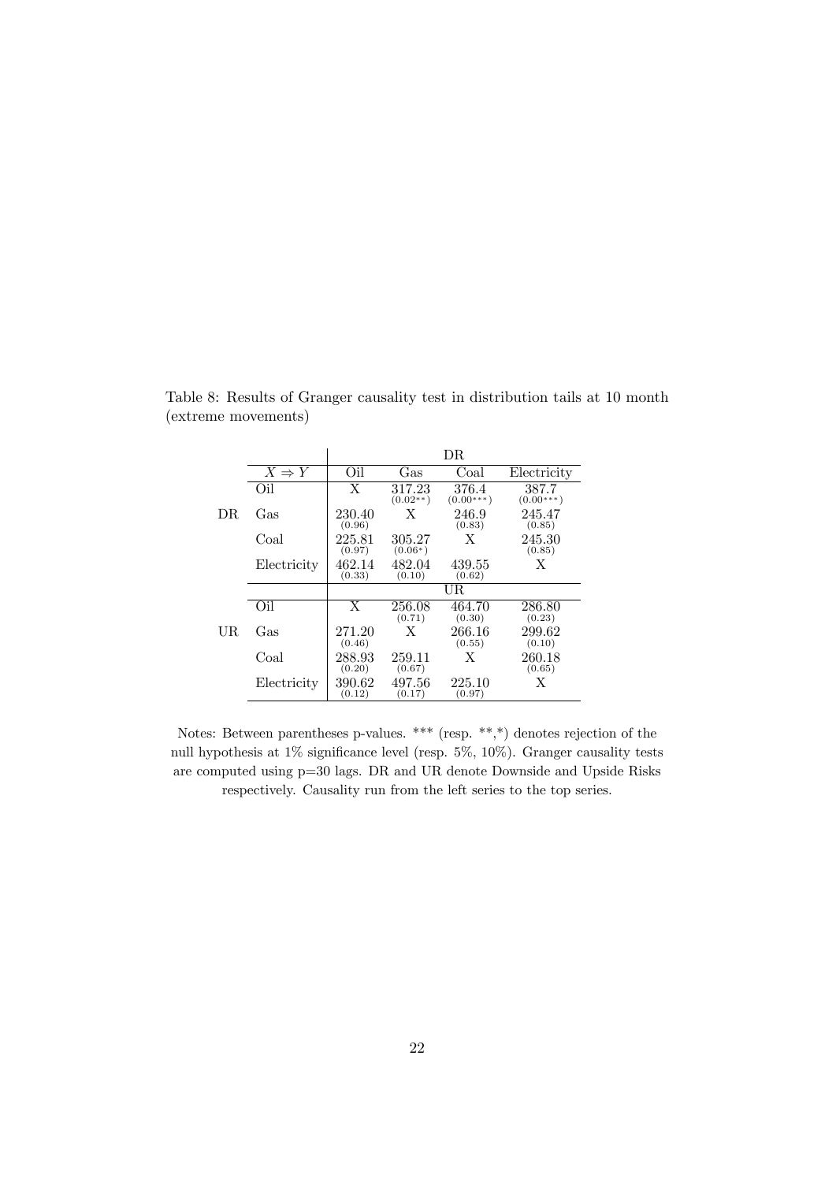Table 8: Results of Granger causality test in distribution tails at 10 month (extreme movements)

| | $X \Rightarrow Y$ | DR | | | |
|---|---|---|---|---|---|
| | | Oil | Gas | Coal | Electricity |
| DR | Oil | X | 317.23 (0.02**) | 376.4 (0.00***) | 387.7 (0.00***) |
| | Gas | 230.40 (0.96) | X | 246.9 (0.83) | 245.47 (0.85) |
| | Coal | 225.81 (0.97) | 305.27 (0.06*) | X | 245.30 (0.85) |
| | Electricity | 462.14 (0.33) | 482.04 (0.10) | 439.55 (0.62) | X |
| | | UR | | | |
| UR | Oil | X | 256.08 (0.71) | 464.70 (0.30) | 286.80 (0.23) |
| | Gas | 271.20 (0.46) | X | 266.16 (0.55) | 299.62 (0.10) |
| | Coal | 288.93 (0.20) | 259.11 (0.67) | X | 260.18 (0.65) |
| | Electricity | 390.62 (0.12) | 497.56 (0.17) | 225.10 (0.97) | X |

Notes: Between parentheses p-values. *** (resp. **,*) denotes rejection of the null hypothesis at 1% significance level (resp. 5%, 10%). Granger causality tests are computed using p=30 lags. DR and UR denote Downside and Upside Risks respectively. Causality run from the left series to the top series.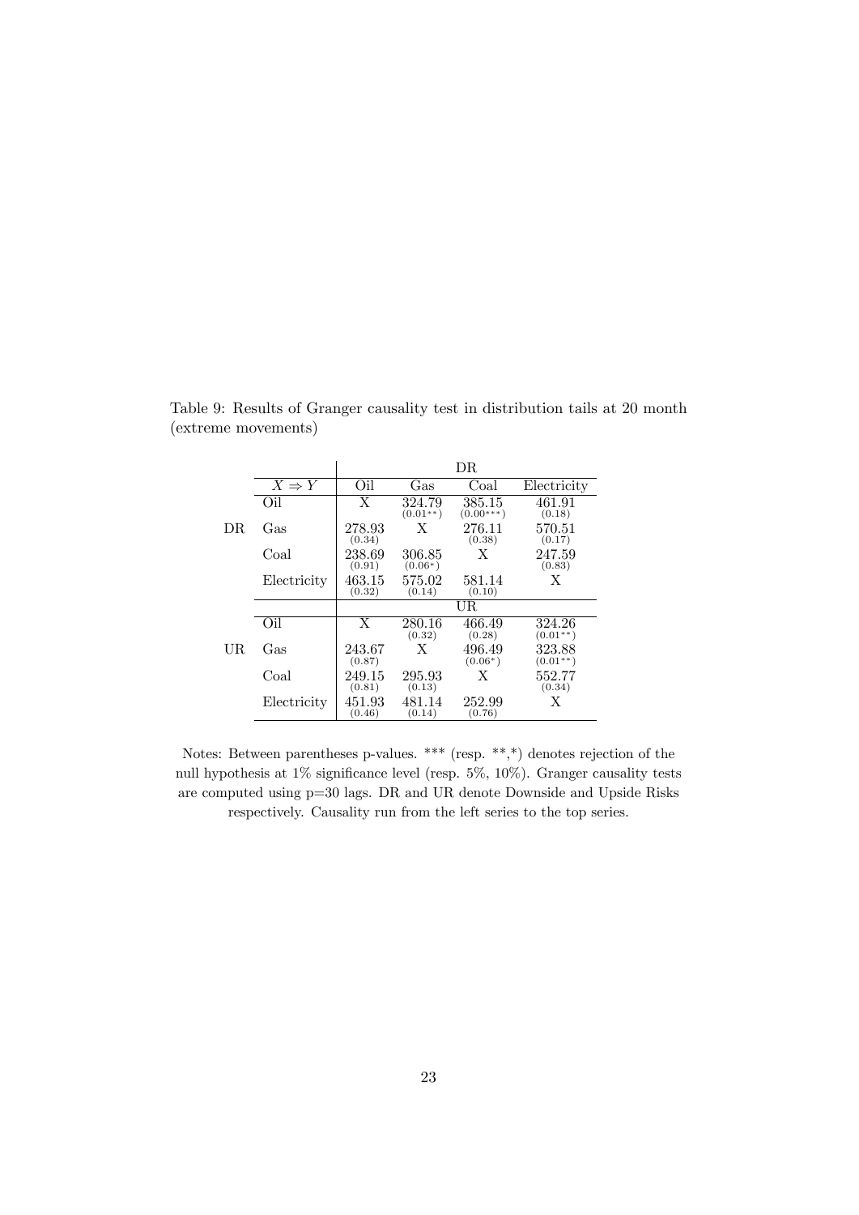Table 9: Results of Granger causality test in distribution tails at 20 month (extreme movements)

| | $X \Rightarrow Y$ | DR | | | |
|---|---|---|---|---|---|
| | | Oil | Gas | Coal | Electricity |
| DR | Oil | X | 324.79 (0.01**) | 385.15 (0.00***) | 461.91 (0.18) |
| | Gas | 278.93 (0.34) | X | 276.11 (0.38) | 570.51 (0.17) |
| | Coal | 238.69 (0.91) | 306.85 (0.06*) | X | 247.59 (0.83) |
| | Electricity | 463.15 (0.32) | 575.02 (0.14) | 581.14 (0.10) | X |
| | | UR | | | |
| UR | Oil | X | 280.16 (0.32) | 466.49 (0.28) | 324.26 (0.01**) |
| | Gas | 243.67 (0.87) | X | 496.49 (0.06*) | 323.88 (0.01**) |
| | Coal | 249.15 (0.81) | 295.93 (0.13) | X | 552.77 (0.34) |
| | Electricity | 451.93 (0.46) | 481.14 (0.14) | 252.99 (0.76) | X |

Notes: Between parentheses p-values. *** (resp. **,*) denotes rejection of the null hypothesis at 1% significance level (resp. 5%, 10%). Granger causality tests are computed using p=30 lags. DR and UR denote Downside and Upside Risks respectively. Causality run from the left series to the top series.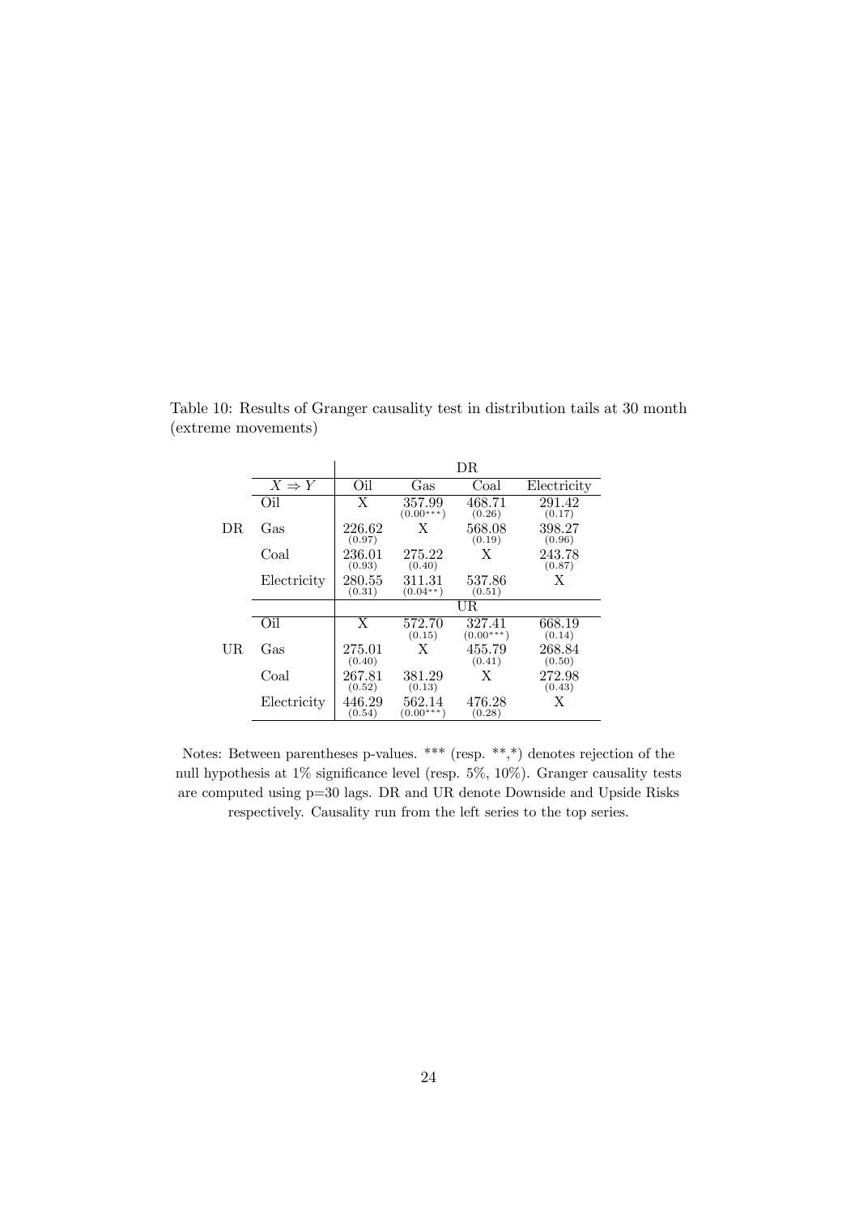Table 10: Results of Granger causality test in distribution tails at 30 month (extreme movements)

| | | DR | | | |
|---|---|---|---|---|---|
| | $X \Rightarrow Y$ | Oil | Gas | Coal | Electricity |
| DR | Oil | X | 357.99 (0.00***) | 468.71 (0.26) | 291.42 (0.17) |
| | Gas | 226.62 (0.97) | X | 568.08 (0.19) | 398.27 (0.96) |
| | Coal | 236.01 (0.93) | 275.22 (0.40) | X | 243.78 (0.87) |
| | Electricity | 280.55 (0.31) | 311.31 (0.04**) | 537.86 (0.51) | X |
| | | UR | | | |
| UR | Oil | X | 572.70 (0.15) | 327.41 (0.00***) | 668.19 (0.14) |
| | Gas | 275.01 (0.40) | X | 455.79 (0.41) | 268.84 (0.50) |
| | Coal | 267.81 (0.52) | 381.29 (0.13) | X | 272.98 (0.43) |
| | Electricity | 446.29 (0.54) | 562.14 (0.00***) | 476.28 (0.28) | X |

Notes: Between parentheses p-values. *** (resp. **,*) denotes rejection of the null hypothesis at 1% significance level (resp. 5%, 10%). Granger causality tests are computed using p=30 lags. DR and UR denote Downside and Upside Risks respectively. Causality run from the left series to the top series.